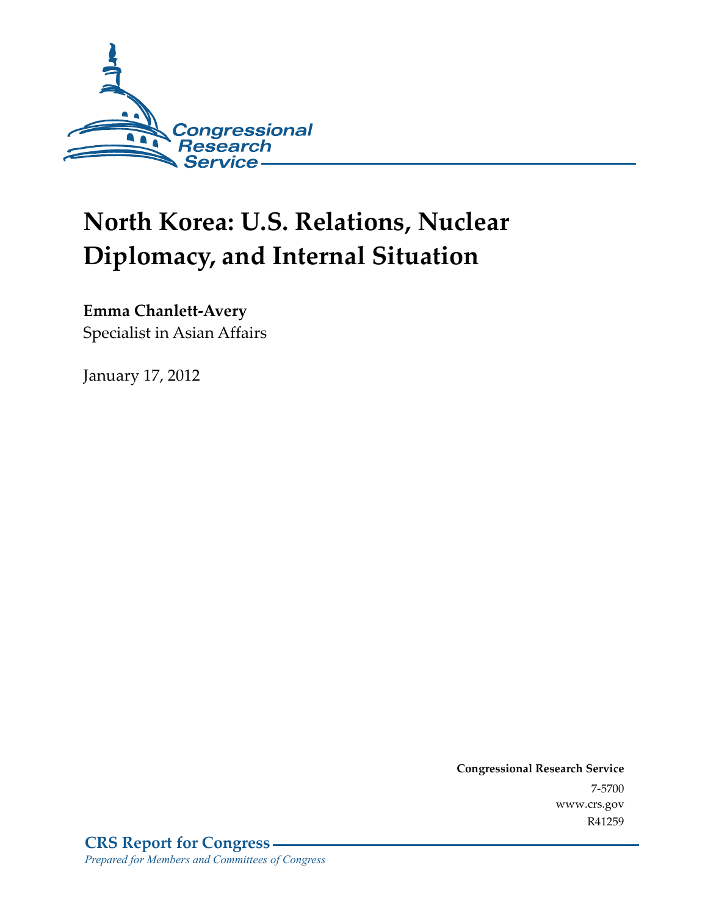Congressional Research Service

# North Korea: U.S. Relations, Nuclear Diplomacy, and Internal Situation

**Emma Chanlett-Avery**
Specialist in Asian Affairs

January 17, 2012

**Congressional Research Service**
7-5700
www.crs.gov
R41259

**CRS Report for Congress**
*Prepared for Members and Committees of Congress*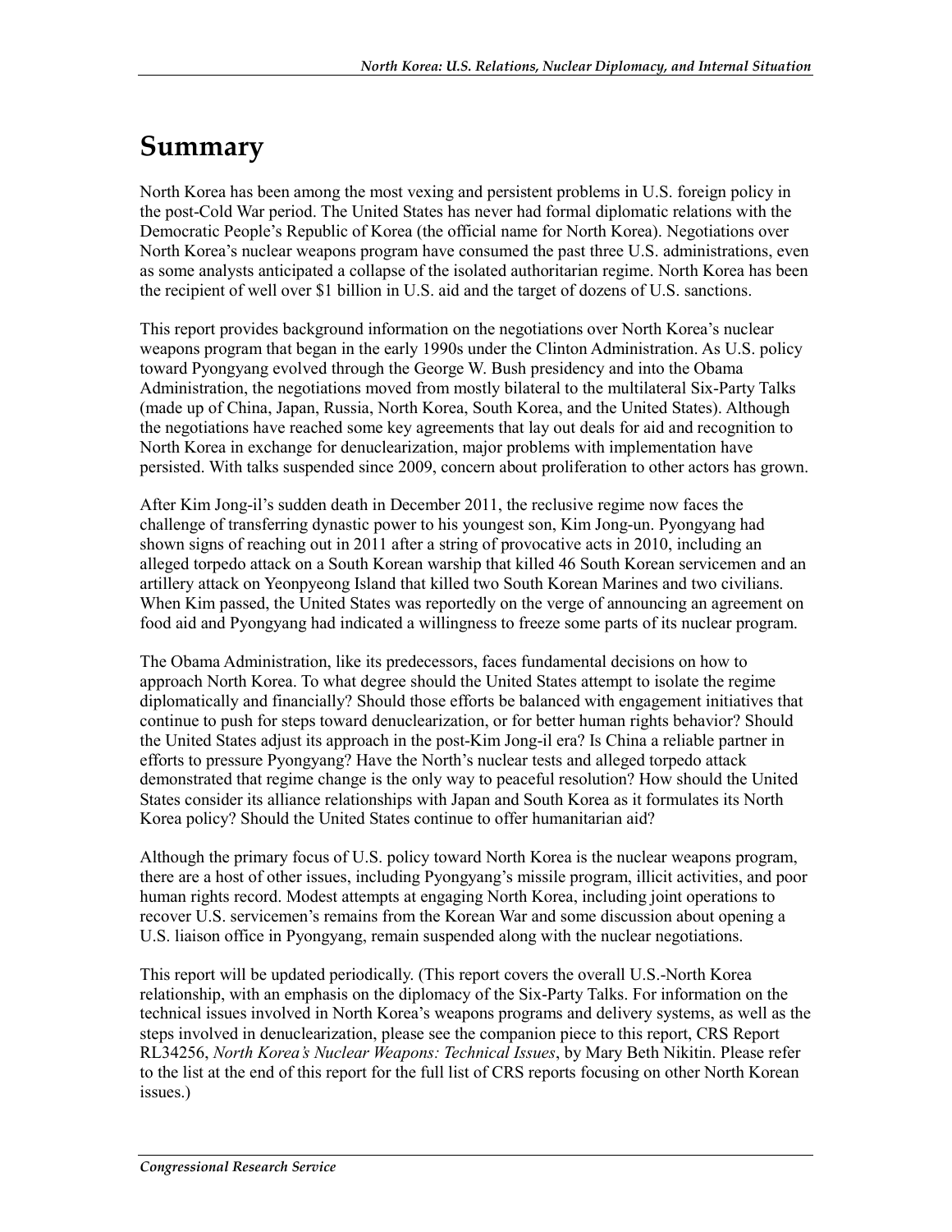# Summary

North Korea has been among the most vexing and persistent problems in U.S. foreign policy in the post-Cold War period. The United States has never had formal diplomatic relations with the Democratic People's Republic of Korea (the official name for North Korea). Negotiations over North Korea's nuclear weapons program have consumed the past three U.S. administrations, even as some analysts anticipated a collapse of the isolated authoritarian regime. North Korea has been the recipient of well over $1 billion in U.S. aid and the target of dozens of U.S. sanctions.

This report provides background information on the negotiations over North Korea's nuclear weapons program that began in the early 1990s under the Clinton Administration. As U.S. policy toward Pyongyang evolved through the George W. Bush presidency and into the Obama Administration, the negotiations moved from mostly bilateral to the multilateral Six-Party Talks (made up of China, Japan, Russia, North Korea, South Korea, and the United States). Although the negotiations have reached some key agreements that lay out deals for aid and recognition to North Korea in exchange for denuclearization, major problems with implementation have persisted. With talks suspended since 2009, concern about proliferation to other actors has grown.

After Kim Jong-il's sudden death in December 2011, the reclusive regime now faces the challenge of transferring dynastic power to his youngest son, Kim Jong-un. Pyongyang had shown signs of reaching out in 2011 after a string of provocative acts in 2010, including an alleged torpedo attack on a South Korean warship that killed 46 South Korean servicemen and an artillery attack on Yeonpyeong Island that killed two South Korean Marines and two civilians. When Kim passed, the United States was reportedly on the verge of announcing an agreement on food aid and Pyongyang had indicated a willingness to freeze some parts of its nuclear program.

The Obama Administration, like its predecessors, faces fundamental decisions on how to approach North Korea. To what degree should the United States attempt to isolate the regime diplomatically and financially? Should those efforts be balanced with engagement initiatives that continue to push for steps toward denuclearization, or for better human rights behavior? Should the United States adjust its approach in the post-Kim Jong-il era? Is China a reliable partner in efforts to pressure Pyongyang? Have the North's nuclear tests and alleged torpedo attack demonstrated that regime change is the only way to peaceful resolution? How should the United States consider its alliance relationships with Japan and South Korea as it formulates its North Korea policy? Should the United States continue to offer humanitarian aid?

Although the primary focus of U.S. policy toward North Korea is the nuclear weapons program, there are a host of other issues, including Pyongyang's missile program, illicit activities, and poor human rights record. Modest attempts at engaging North Korea, including joint operations to recover U.S. servicemen's remains from the Korean War and some discussion about opening a U.S. liaison office in Pyongyang, remain suspended along with the nuclear negotiations.

This report will be updated periodically. (This report covers the overall U.S.-North Korea relationship, with an emphasis on the diplomacy of the Six-Party Talks. For information on the technical issues involved in North Korea's weapons programs and delivery systems, as well as the steps involved in denuclearization, please see the companion piece to this report, CRS Report RL34256, *North Korea's Nuclear Weapons: Technical Issues*, by Mary Beth Nikitin. Please refer to the list at the end of this report for the full list of CRS reports focusing on other North Korean issues.)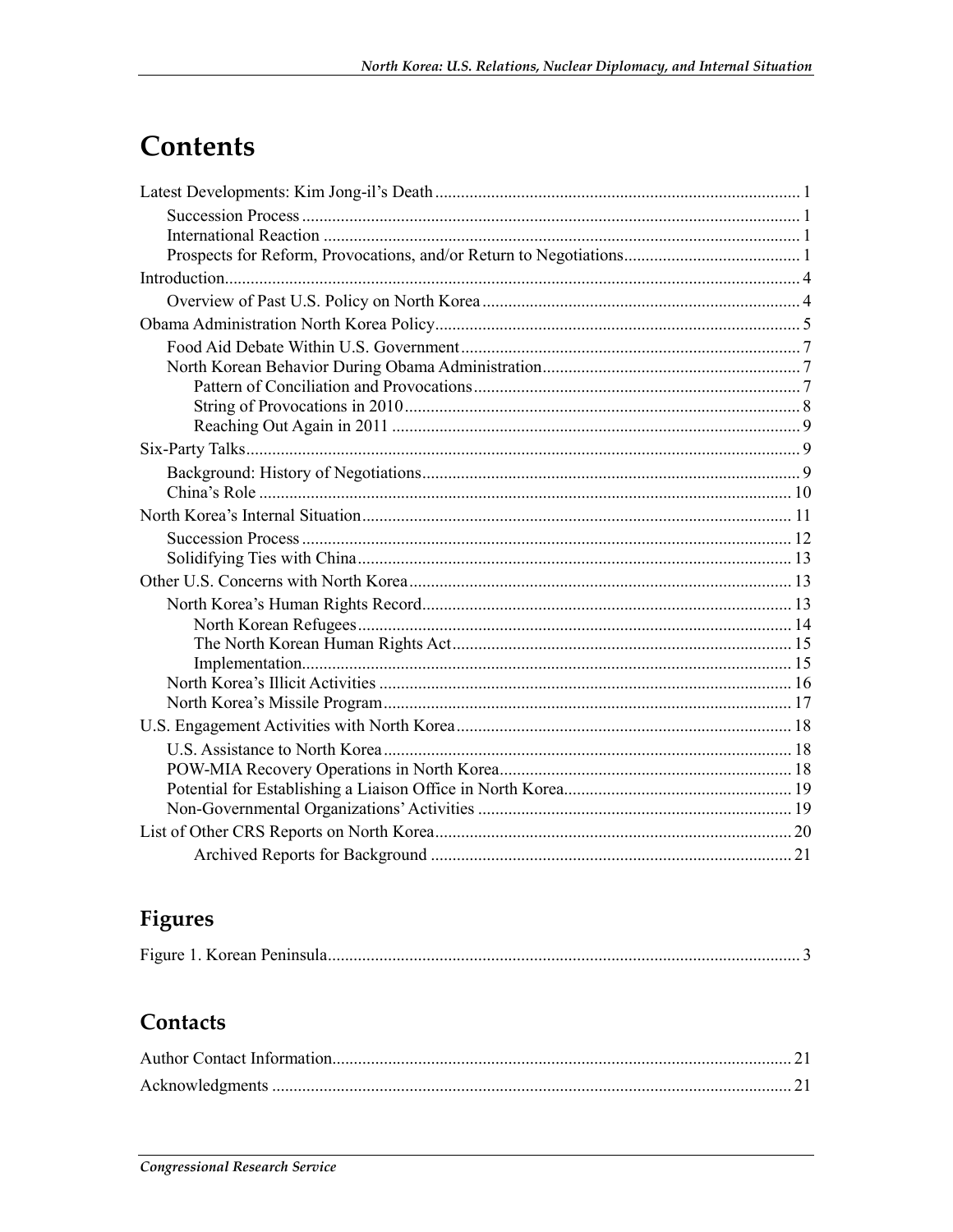# Contents

Latest Developments: Kim Jong-il's Death .................... 1
  Succession Process .................... 1
  International Reaction .................... 1
  Prospects for Reform, Provocations, and/or Return to Negotiations .................... 1
Introduction .................... 4
  Overview of Past U.S. Policy on North Korea .................... 4
Obama Administration North Korea Policy .................... 5
  Food Aid Debate Within U.S. Government .................... 7
  North Korean Behavior During Obama Administration .................... 7
    Pattern of Conciliation and Provocations .................... 7
    String of Provocations in 2010 .................... 8
    Reaching Out Again in 2011 .................... 9
Six-Party Talks .................... 9
  Background: History of Negotiations .................... 9
  China's Role .................... 10
North Korea's Internal Situation .................... 11
  Succession Process .................... 12
  Solidifying Ties with China .................... 13
Other U.S. Concerns with North Korea .................... 13
  North Korea's Human Rights Record .................... 13
    North Korean Refugees .................... 14
    The North Korean Human Rights Act .................... 15
    Implementation .................... 15
  North Korea's Illicit Activities .................... 16
  North Korea's Missile Program .................... 17
U.S. Engagement Activities with North Korea .................... 18
  U.S. Assistance to North Korea .................... 18
  POW-MIA Recovery Operations in North Korea .................... 18
  Potential for Establishing a Liaison Office in North Korea .................... 19
  Non-Governmental Organizations' Activities .................... 19
List of Other CRS Reports on North Korea .................... 20
    Archived Reports for Background .................... 21

## Figures

Figure 1. Korean Peninsula .................... 3

## Contacts

Author Contact Information .................... 21
Acknowledgments .................... 21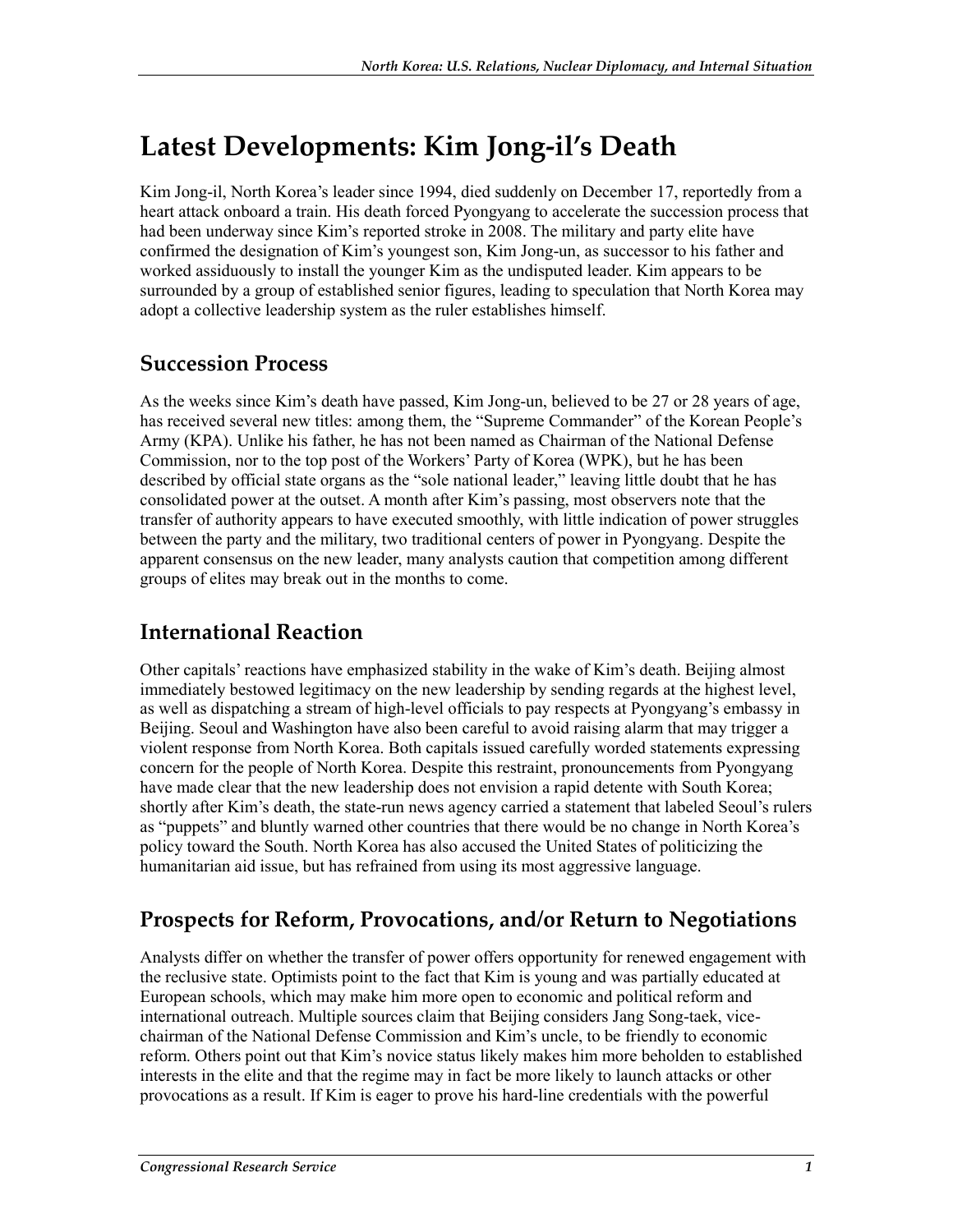# Latest Developments: Kim Jong-il's Death

Kim Jong-il, North Korea's leader since 1994, died suddenly on December 17, reportedly from a heart attack onboard a train. His death forced Pyongyang to accelerate the succession process that had been underway since Kim's reported stroke in 2008. The military and party elite have confirmed the designation of Kim's youngest son, Kim Jong-un, as successor to his father and worked assiduously to install the younger Kim as the undisputed leader. Kim appears to be surrounded by a group of established senior figures, leading to speculation that North Korea may adopt a collective leadership system as the ruler establishes himself.

## Succession Process

As the weeks since Kim's death have passed, Kim Jong-un, believed to be 27 or 28 years of age, has received several new titles: among them, the "Supreme Commander" of the Korean People's Army (KPA). Unlike his father, he has not been named as Chairman of the National Defense Commission, nor to the top post of the Workers' Party of Korea (WPK), but he has been described by official state organs as the "sole national leader," leaving little doubt that he has consolidated power at the outset. A month after Kim's passing, most observers note that the transfer of authority appears to have executed smoothly, with little indication of power struggles between the party and the military, two traditional centers of power in Pyongyang. Despite the apparent consensus on the new leader, many analysts caution that competition among different groups of elites may break out in the months to come.

## International Reaction

Other capitals' reactions have emphasized stability in the wake of Kim's death. Beijing almost immediately bestowed legitimacy on the new leadership by sending regards at the highest level, as well as dispatching a stream of high-level officials to pay respects at Pyongyang's embassy in Beijing. Seoul and Washington have also been careful to avoid raising alarm that may trigger a violent response from North Korea. Both capitals issued carefully worded statements expressing concern for the people of North Korea. Despite this restraint, pronouncements from Pyongyang have made clear that the new leadership does not envision a rapid detente with South Korea; shortly after Kim's death, the state-run news agency carried a statement that labeled Seoul's rulers as "puppets" and bluntly warned other countries that there would be no change in North Korea's policy toward the South. North Korea has also accused the United States of politicizing the humanitarian aid issue, but has refrained from using its most aggressive language.

## Prospects for Reform, Provocations, and/or Return to Negotiations

Analysts differ on whether the transfer of power offers opportunity for renewed engagement with the reclusive state. Optimists point to the fact that Kim is young and was partially educated at European schools, which may make him more open to economic and political reform and international outreach. Multiple sources claim that Beijing considers Jang Song-taek, vice-chairman of the National Defense Commission and Kim's uncle, to be friendly to economic reform. Others point out that Kim's novice status likely makes him more beholden to established interests in the elite and that the regime may in fact be more likely to launch attacks or other provocations as a result. If Kim is eager to prove his hard-line credentials with the powerful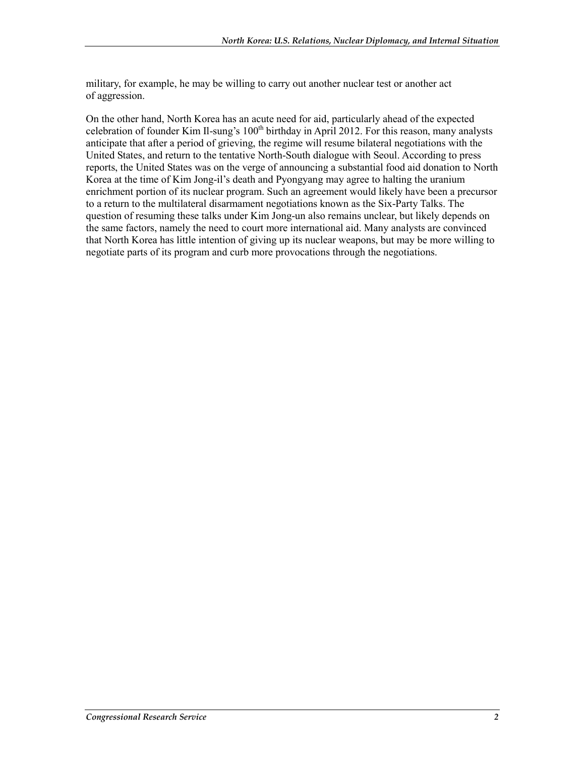military, for example, he may be willing to carry out another nuclear test or another act of aggression.

On the other hand, North Korea has an acute need for aid, particularly ahead of the expected celebration of founder Kim Il-sung's 100th birthday in April 2012. For this reason, many analysts anticipate that after a period of grieving, the regime will resume bilateral negotiations with the United States, and return to the tentative North-South dialogue with Seoul. According to press reports, the United States was on the verge of announcing a substantial food aid donation to North Korea at the time of Kim Jong-il's death and Pyongyang may agree to halting the uranium enrichment portion of its nuclear program. Such an agreement would likely have been a precursor to a return to the multilateral disarmament negotiations known as the Six-Party Talks. The question of resuming these talks under Kim Jong-un also remains unclear, but likely depends on the same factors, namely the need to court more international aid. Many analysts are convinced that North Korea has little intention of giving up its nuclear weapons, but may be more willing to negotiate parts of its program and curb more provocations through the negotiations.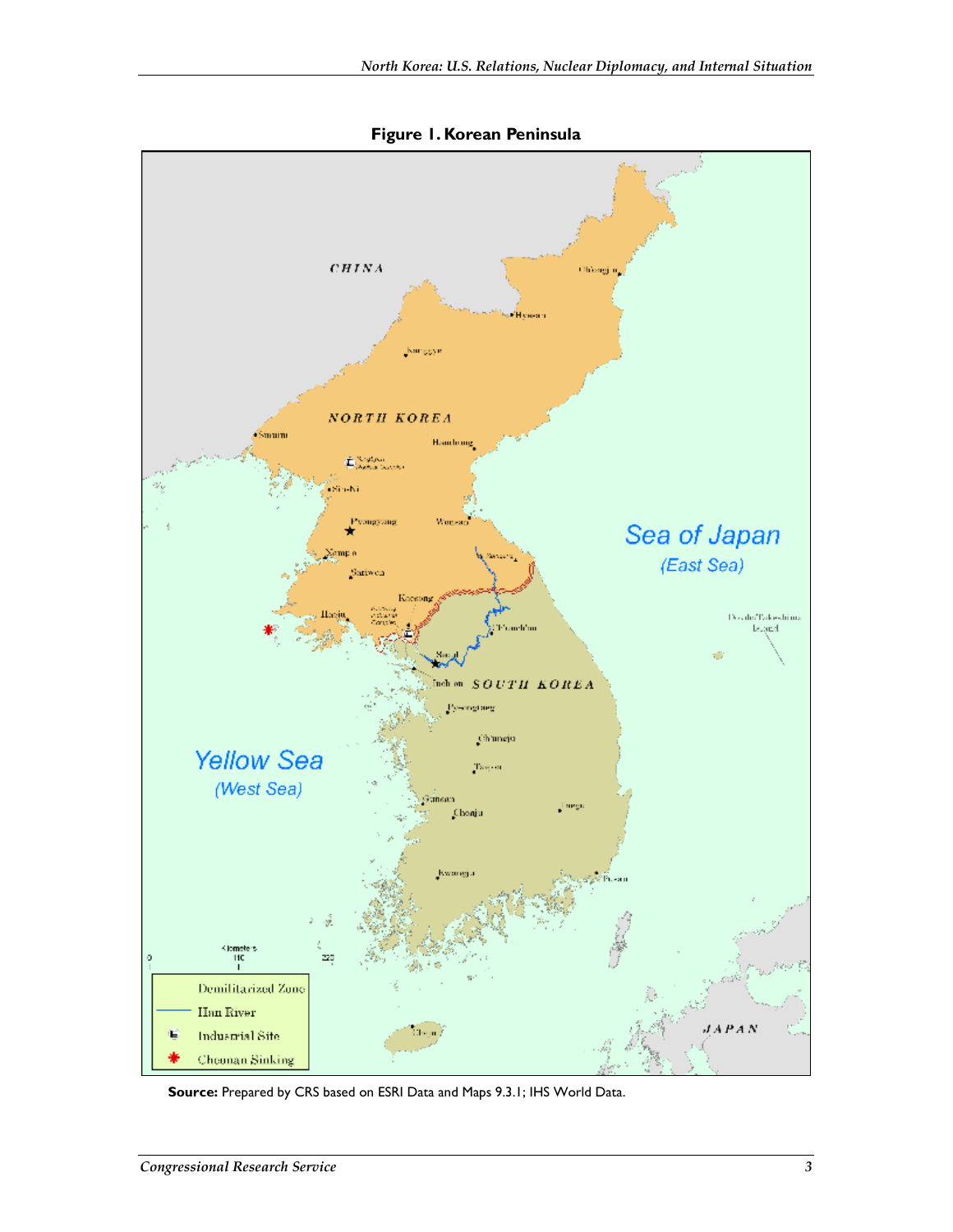**Figure 1. Korean Peninsula**

**Source:** Prepared by CRS based on ESRI Data and Maps 9.3.1; IHS World Data.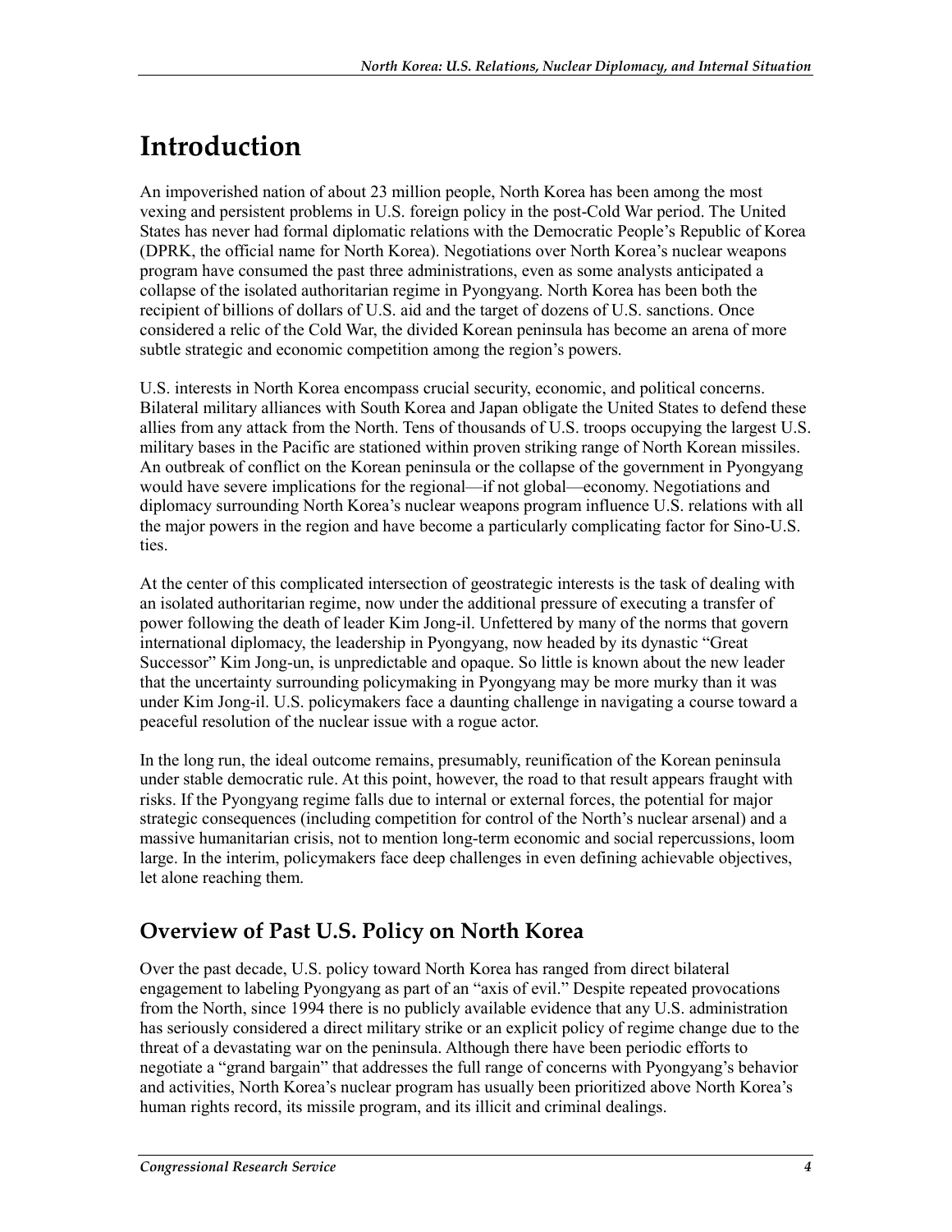# Introduction

An impoverished nation of about 23 million people, North Korea has been among the most vexing and persistent problems in U.S. foreign policy in the post-Cold War period. The United States has never had formal diplomatic relations with the Democratic People's Republic of Korea (DPRK, the official name for North Korea). Negotiations over North Korea's nuclear weapons program have consumed the past three administrations, even as some analysts anticipated a collapse of the isolated authoritarian regime in Pyongyang. North Korea has been both the recipient of billions of dollars of U.S. aid and the target of dozens of U.S. sanctions. Once considered a relic of the Cold War, the divided Korean peninsula has become an arena of more subtle strategic and economic competition among the region's powers.

U.S. interests in North Korea encompass crucial security, economic, and political concerns. Bilateral military alliances with South Korea and Japan obligate the United States to defend these allies from any attack from the North. Tens of thousands of U.S. troops occupying the largest U.S. military bases in the Pacific are stationed within proven striking range of North Korean missiles. An outbreak of conflict on the Korean peninsula or the collapse of the government in Pyongyang would have severe implications for the regional—if not global—economy. Negotiations and diplomacy surrounding North Korea's nuclear weapons program influence U.S. relations with all the major powers in the region and have become a particularly complicating factor for Sino-U.S. ties.

At the center of this complicated intersection of geostrategic interests is the task of dealing with an isolated authoritarian regime, now under the additional pressure of executing a transfer of power following the death of leader Kim Jong-il. Unfettered by many of the norms that govern international diplomacy, the leadership in Pyongyang, now headed by its dynastic "Great Successor" Kim Jong-un, is unpredictable and opaque. So little is known about the new leader that the uncertainty surrounding policymaking in Pyongyang may be more murky than it was under Kim Jong-il. U.S. policymakers face a daunting challenge in navigating a course toward a peaceful resolution of the nuclear issue with a rogue actor.

In the long run, the ideal outcome remains, presumably, reunification of the Korean peninsula under stable democratic rule. At this point, however, the road to that result appears fraught with risks. If the Pyongyang regime falls due to internal or external forces, the potential for major strategic consequences (including competition for control of the North's nuclear arsenal) and a massive humanitarian crisis, not to mention long-term economic and social repercussions, loom large. In the interim, policymakers face deep challenges in even defining achievable objectives, let alone reaching them.

## Overview of Past U.S. Policy on North Korea

Over the past decade, U.S. policy toward North Korea has ranged from direct bilateral engagement to labeling Pyongyang as part of an "axis of evil." Despite repeated provocations from the North, since 1994 there is no publicly available evidence that any U.S. administration has seriously considered a direct military strike or an explicit policy of regime change due to the threat of a devastating war on the peninsula. Although there have been periodic efforts to negotiate a "grand bargain" that addresses the full range of concerns with Pyongyang's behavior and activities, North Korea's nuclear program has usually been prioritized above North Korea's human rights record, its missile program, and its illicit and criminal dealings.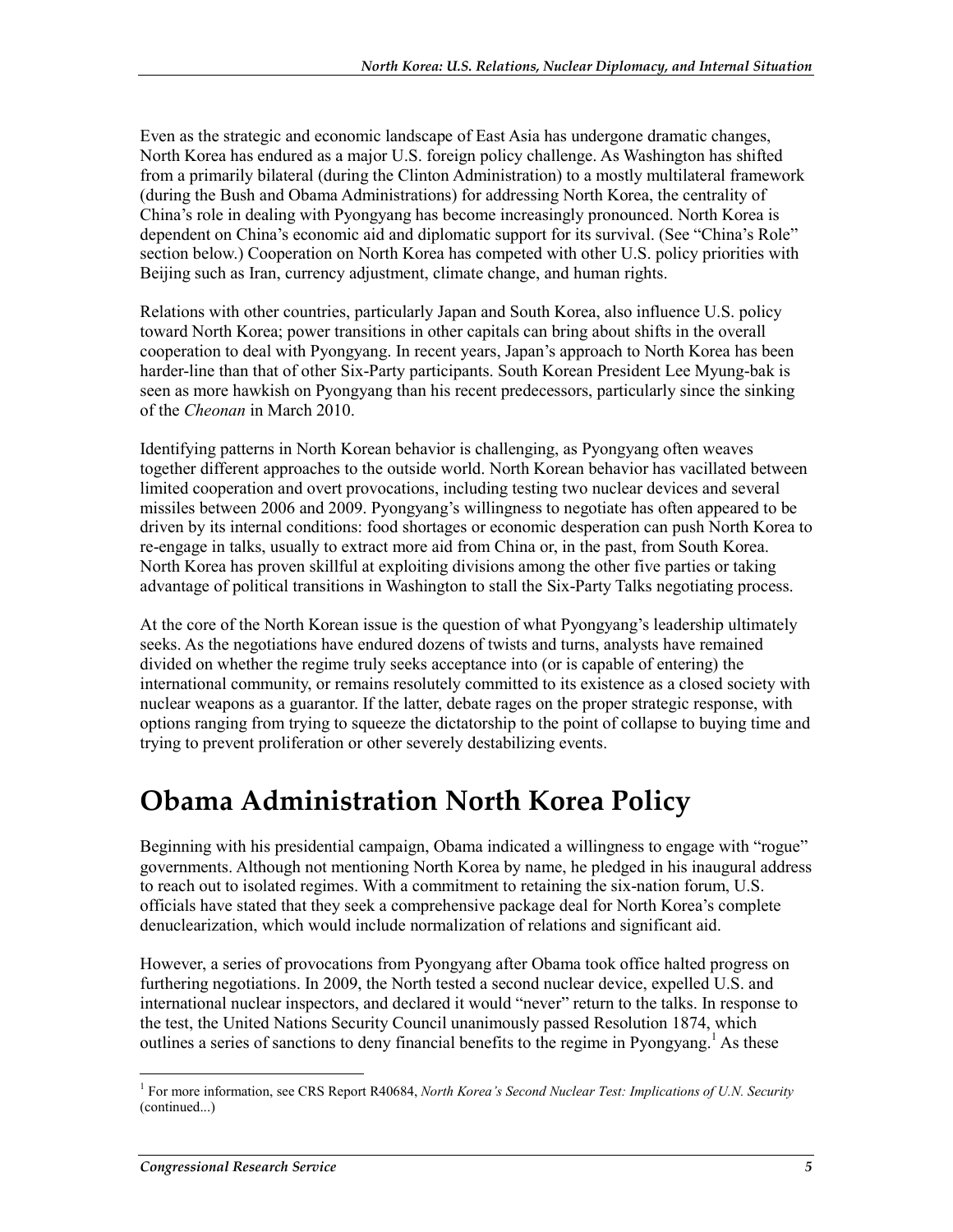Even as the strategic and economic landscape of East Asia has undergone dramatic changes, North Korea has endured as a major U.S. foreign policy challenge. As Washington has shifted from a primarily bilateral (during the Clinton Administration) to a mostly multilateral framework (during the Bush and Obama Administrations) for addressing North Korea, the centrality of China's role in dealing with Pyongyang has become increasingly pronounced. North Korea is dependent on China's economic aid and diplomatic support for its survival. (See "China's Role" section below.) Cooperation on North Korea has competed with other U.S. policy priorities with Beijing such as Iran, currency adjustment, climate change, and human rights.

Relations with other countries, particularly Japan and South Korea, also influence U.S. policy toward North Korea; power transitions in other capitals can bring about shifts in the overall cooperation to deal with Pyongyang. In recent years, Japan's approach to North Korea has been harder-line than that of other Six-Party participants. South Korean President Lee Myung-bak is seen as more hawkish on Pyongyang than his recent predecessors, particularly since the sinking of the *Cheonan* in March 2010.

Identifying patterns in North Korean behavior is challenging, as Pyongyang often weaves together different approaches to the outside world. North Korean behavior has vacillated between limited cooperation and overt provocations, including testing two nuclear devices and several missiles between 2006 and 2009. Pyongyang's willingness to negotiate has often appeared to be driven by its internal conditions: food shortages or economic desperation can push North Korea to re-engage in talks, usually to extract more aid from China or, in the past, from South Korea. North Korea has proven skillful at exploiting divisions among the other five parties or taking advantage of political transitions in Washington to stall the Six-Party Talks negotiating process.

At the core of the North Korean issue is the question of what Pyongyang's leadership ultimately seeks. As the negotiations have endured dozens of twists and turns, analysts have remained divided on whether the regime truly seeks acceptance into (or is capable of entering) the international community, or remains resolutely committed to its existence as a closed society with nuclear weapons as a guarantor. If the latter, debate rages on the proper strategic response, with options ranging from trying to squeeze the dictatorship to the point of collapse to buying time and trying to prevent proliferation or other severely destabilizing events.

# Obama Administration North Korea Policy

Beginning with his presidential campaign, Obama indicated a willingness to engage with "rogue" governments. Although not mentioning North Korea by name, he pledged in his inaugural address to reach out to isolated regimes. With a commitment to retaining the six-nation forum, U.S. officials have stated that they seek a comprehensive package deal for North Korea's complete denuclearization, which would include normalization of relations and significant aid.

However, a series of provocations from Pyongyang after Obama took office halted progress on furthering negotiations. In 2009, the North tested a second nuclear device, expelled U.S. and international nuclear inspectors, and declared it would "never" return to the talks. In response to the test, the United Nations Security Council unanimously passed Resolution 1874, which outlines a series of sanctions to deny financial benefits to the regime in Pyongyang.[1] As these

[1] For more information, see CRS Report R40684, *North Korea's Second Nuclear Test: Implications of U.N. Security* (continued...)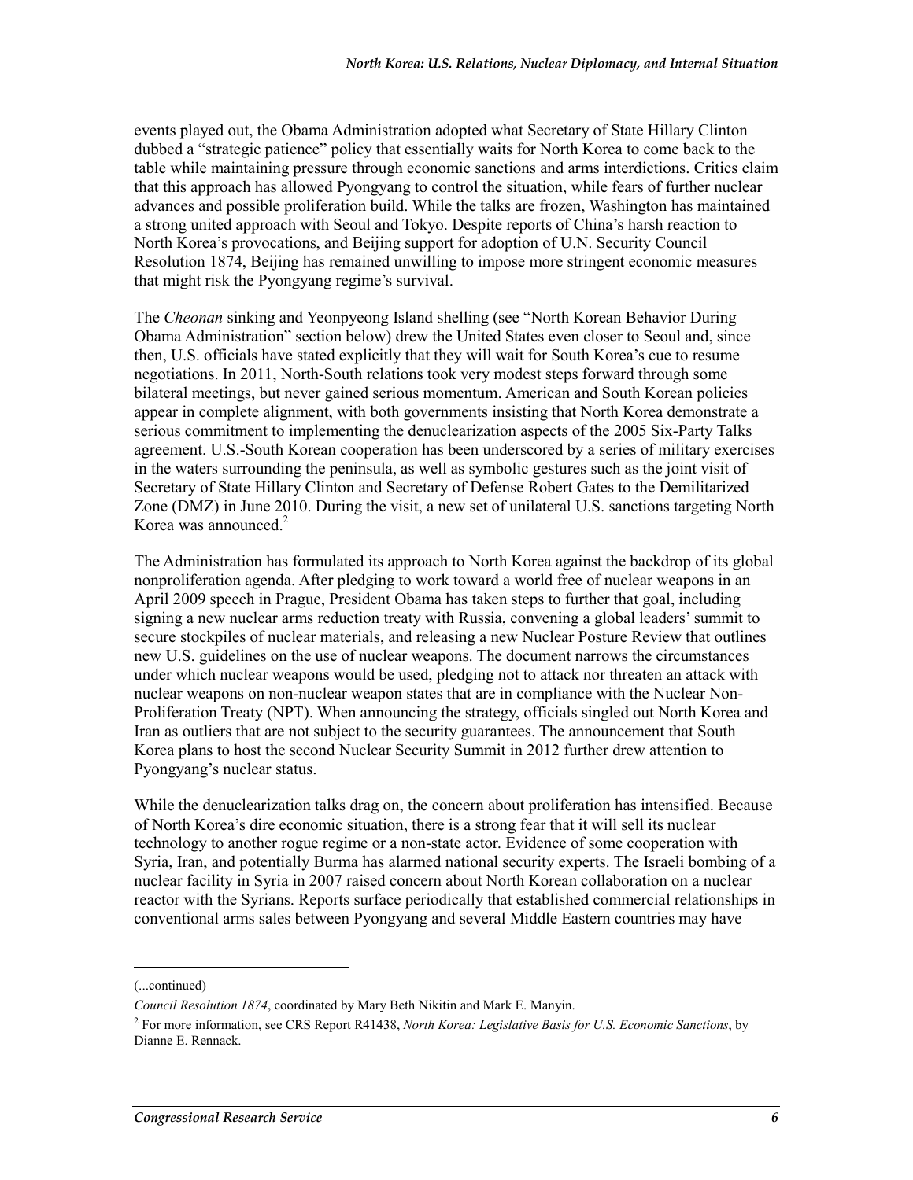events played out, the Obama Administration adopted what Secretary of State Hillary Clinton dubbed a "strategic patience" policy that essentially waits for North Korea to come back to the table while maintaining pressure through economic sanctions and arms interdictions. Critics claim that this approach has allowed Pyongyang to control the situation, while fears of further nuclear advances and possible proliferation build. While the talks are frozen, Washington has maintained a strong united approach with Seoul and Tokyo. Despite reports of China's harsh reaction to North Korea's provocations, and Beijing support for adoption of U.N. Security Council Resolution 1874, Beijing has remained unwilling to impose more stringent economic measures that might risk the Pyongyang regime's survival.

The *Cheonan* sinking and Yeonpyeong Island shelling (see "North Korean Behavior During Obama Administration" section below) drew the United States even closer to Seoul and, since then, U.S. officials have stated explicitly that they will wait for South Korea's cue to resume negotiations. In 2011, North-South relations took very modest steps forward through some bilateral meetings, but never gained serious momentum. American and South Korean policies appear in complete alignment, with both governments insisting that North Korea demonstrate a serious commitment to implementing the denuclearization aspects of the 2005 Six-Party Talks agreement. U.S.-South Korean cooperation has been underscored by a series of military exercises in the waters surrounding the peninsula, as well as symbolic gestures such as the joint visit of Secretary of State Hillary Clinton and Secretary of Defense Robert Gates to the Demilitarized Zone (DMZ) in June 2010. During the visit, a new set of unilateral U.S. sanctions targeting North Korea was announced.[2]

The Administration has formulated its approach to North Korea against the backdrop of its global nonproliferation agenda. After pledging to work toward a world free of nuclear weapons in an April 2009 speech in Prague, President Obama has taken steps to further that goal, including signing a new nuclear arms reduction treaty with Russia, convening a global leaders' summit to secure stockpiles of nuclear materials, and releasing a new Nuclear Posture Review that outlines new U.S. guidelines on the use of nuclear weapons. The document narrows the circumstances under which nuclear weapons would be used, pledging not to attack nor threaten an attack with nuclear weapons on non-nuclear weapon states that are in compliance with the Nuclear Non-Proliferation Treaty (NPT). When announcing the strategy, officials singled out North Korea and Iran as outliers that are not subject to the security guarantees. The announcement that South Korea plans to host the second Nuclear Security Summit in 2012 further drew attention to Pyongyang's nuclear status.

While the denuclearization talks drag on, the concern about proliferation has intensified. Because of North Korea's dire economic situation, there is a strong fear that it will sell its nuclear technology to another rogue regime or a non-state actor. Evidence of some cooperation with Syria, Iran, and potentially Burma has alarmed national security experts. The Israeli bombing of a nuclear facility in Syria in 2007 raised concern about North Korean collaboration on a nuclear reactor with the Syrians. Reports surface periodically that established commercial relationships in conventional arms sales between Pyongyang and several Middle Eastern countries may have

---

(...continued)

*Council Resolution 1874*, coordinated by Mary Beth Nikitin and Mark E. Manyin.

[2] For more information, see CRS Report R41438, *North Korea: Legislative Basis for U.S. Economic Sanctions*, by Dianne E. Rennack.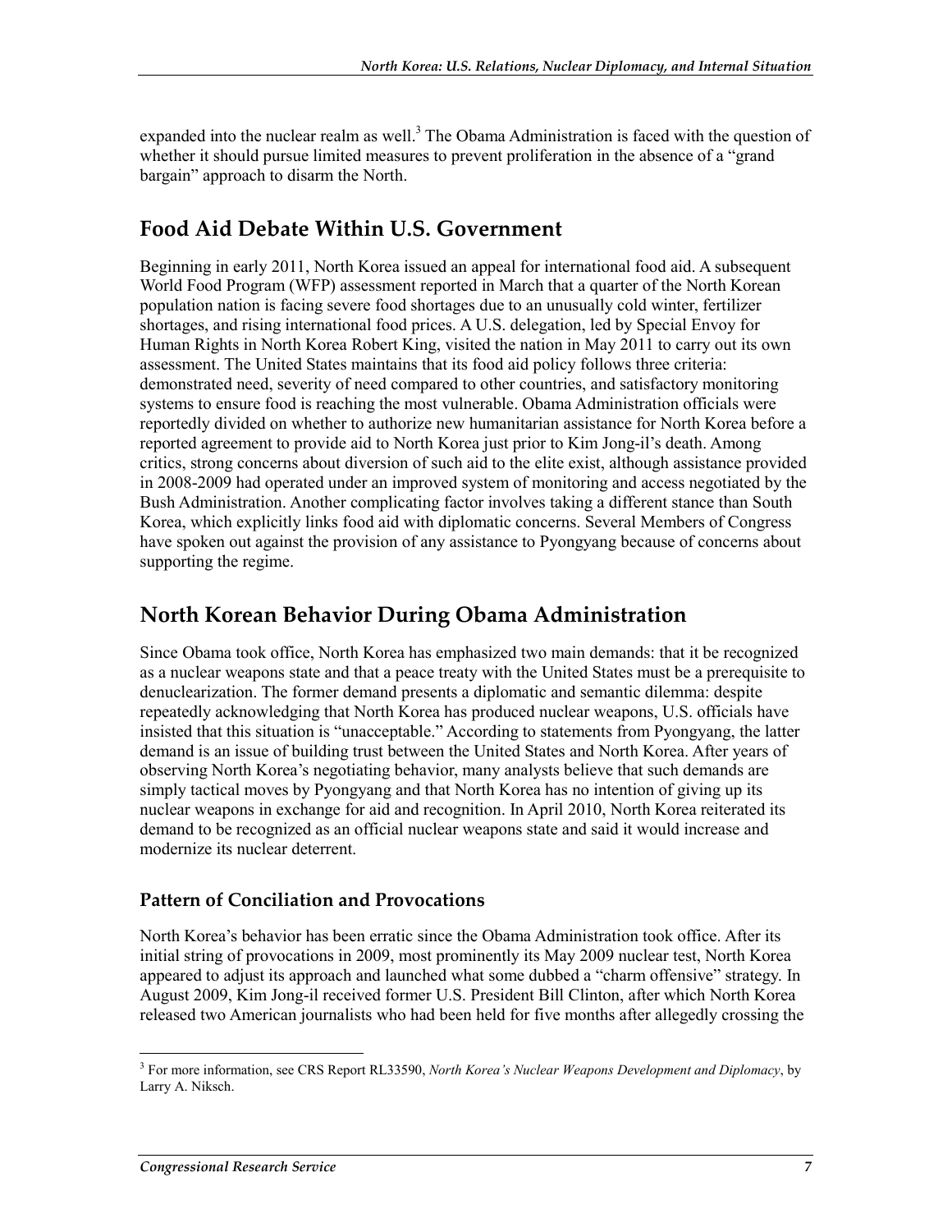expanded into the nuclear realm as well.[3] The Obama Administration is faced with the question of whether it should pursue limited measures to prevent proliferation in the absence of a "grand bargain" approach to disarm the North.

## Food Aid Debate Within U.S. Government

Beginning in early 2011, North Korea issued an appeal for international food aid. A subsequent World Food Program (WFP) assessment reported in March that a quarter of the North Korean population nation is facing severe food shortages due to an unusually cold winter, fertilizer shortages, and rising international food prices. A U.S. delegation, led by Special Envoy for Human Rights in North Korea Robert King, visited the nation in May 2011 to carry out its own assessment. The United States maintains that its food aid policy follows three criteria: demonstrated need, severity of need compared to other countries, and satisfactory monitoring systems to ensure food is reaching the most vulnerable. Obama Administration officials were reportedly divided on whether to authorize new humanitarian assistance for North Korea before a reported agreement to provide aid to North Korea just prior to Kim Jong-il's death. Among critics, strong concerns about diversion of such aid to the elite exist, although assistance provided in 2008-2009 had operated under an improved system of monitoring and access negotiated by the Bush Administration. Another complicating factor involves taking a different stance than South Korea, which explicitly links food aid with diplomatic concerns. Several Members of Congress have spoken out against the provision of any assistance to Pyongyang because of concerns about supporting the regime.

## North Korean Behavior During Obama Administration

Since Obama took office, North Korea has emphasized two main demands: that it be recognized as a nuclear weapons state and that a peace treaty with the United States must be a prerequisite to denuclearization. The former demand presents a diplomatic and semantic dilemma: despite repeatedly acknowledging that North Korea has produced nuclear weapons, U.S. officials have insisted that this situation is "unacceptable." According to statements from Pyongyang, the latter demand is an issue of building trust between the United States and North Korea. After years of observing North Korea's negotiating behavior, many analysts believe that such demands are simply tactical moves by Pyongyang and that North Korea has no intention of giving up its nuclear weapons in exchange for aid and recognition. In April 2010, North Korea reiterated its demand to be recognized as an official nuclear weapons state and said it would increase and modernize its nuclear deterrent.

### Pattern of Conciliation and Provocations

North Korea's behavior has been erratic since the Obama Administration took office. After its initial string of provocations in 2009, most prominently its May 2009 nuclear test, North Korea appeared to adjust its approach and launched what some dubbed a "charm offensive" strategy. In August 2009, Kim Jong-il received former U.S. President Bill Clinton, after which North Korea released two American journalists who had been held for five months after allegedly crossing the

[3] For more information, see CRS Report RL33590, *North Korea's Nuclear Weapons Development and Diplomacy*, by Larry A. Niksch.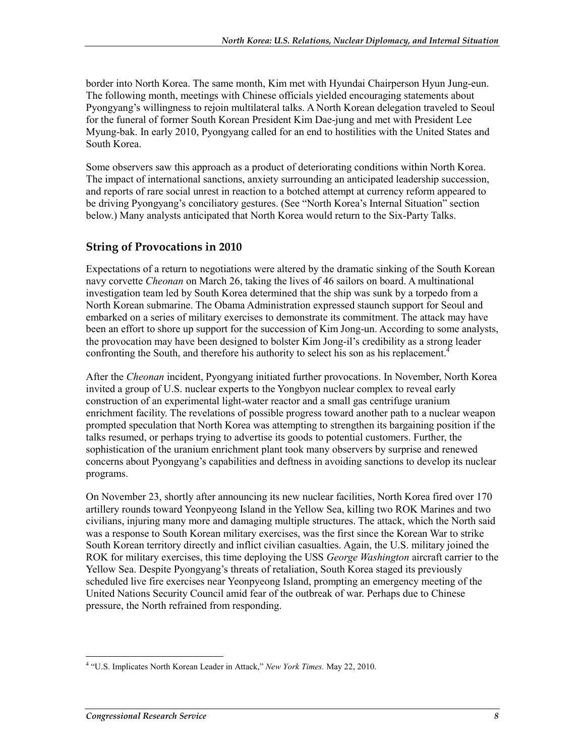border into North Korea. The same month, Kim met with Hyundai Chairperson Hyun Jung-eun. The following month, meetings with Chinese officials yielded encouraging statements about Pyongyang's willingness to rejoin multilateral talks. A North Korean delegation traveled to Seoul for the funeral of former South Korean President Kim Dae-jung and met with President Lee Myung-bak. In early 2010, Pyongyang called for an end to hostilities with the United States and South Korea.

Some observers saw this approach as a product of deteriorating conditions within North Korea. The impact of international sanctions, anxiety surrounding an anticipated leadership succession, and reports of rare social unrest in reaction to a botched attempt at currency reform appeared to be driving Pyongyang's conciliatory gestures. (See "North Korea's Internal Situation" section below.) Many analysts anticipated that North Korea would return to the Six-Party Talks.

## String of Provocations in 2010

Expectations of a return to negotiations were altered by the dramatic sinking of the South Korean navy corvette *Cheonan* on March 26, taking the lives of 46 sailors on board. A multinational investigation team led by South Korea determined that the ship was sunk by a torpedo from a North Korean submarine. The Obama Administration expressed staunch support for Seoul and embarked on a series of military exercises to demonstrate its commitment. The attack may have been an effort to shore up support for the succession of Kim Jong-un. According to some analysts, the provocation may have been designed to bolster Kim Jong-il's credibility as a strong leader confronting the South, and therefore his authority to select his son as his replacement.[4]

After the *Cheonan* incident, Pyongyang initiated further provocations. In November, North Korea invited a group of U.S. nuclear experts to the Yongbyon nuclear complex to reveal early construction of an experimental light-water reactor and a small gas centrifuge uranium enrichment facility. The revelations of possible progress toward another path to a nuclear weapon prompted speculation that North Korea was attempting to strengthen its bargaining position if the talks resumed, or perhaps trying to advertise its goods to potential customers. Further, the sophistication of the uranium enrichment plant took many observers by surprise and renewed concerns about Pyongyang's capabilities and deftness in avoiding sanctions to develop its nuclear programs.

On November 23, shortly after announcing its new nuclear facilities, North Korea fired over 170 artillery rounds toward Yeonpyeong Island in the Yellow Sea, killing two ROK Marines and two civilians, injuring many more and damaging multiple structures. The attack, which the North said was a response to South Korean military exercises, was the first since the Korean War to strike South Korean territory directly and inflict civilian casualties. Again, the U.S. military joined the ROK for military exercises, this time deploying the USS *George Washington* aircraft carrier to the Yellow Sea. Despite Pyongyang's threats of retaliation, South Korea staged its previously scheduled live fire exercises near Yeonpyeong Island, prompting an emergency meeting of the United Nations Security Council amid fear of the outbreak of war. Perhaps due to Chinese pressure, the North refrained from responding.

---

[4] "U.S. Implicates North Korean Leader in Attack," *New York Times.* May 22, 2010.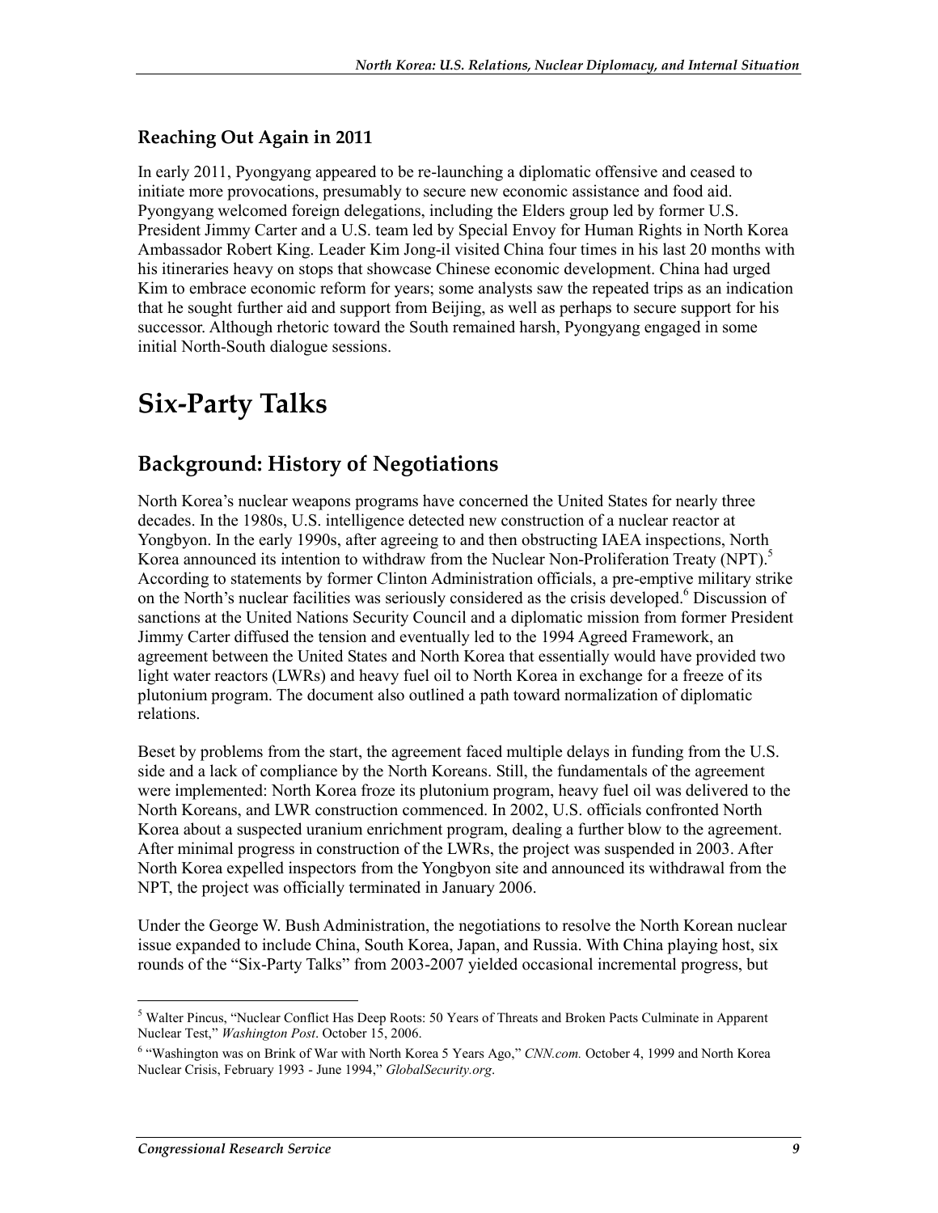### Reaching Out Again in 2011

In early 2011, Pyongyang appeared to be re-launching a diplomatic offensive and ceased to initiate more provocations, presumably to secure new economic assistance and food aid. Pyongyang welcomed foreign delegations, including the Elders group led by former U.S. President Jimmy Carter and a U.S. team led by Special Envoy for Human Rights in North Korea Ambassador Robert King. Leader Kim Jong-il visited China four times in his last 20 months with his itineraries heavy on stops that showcase Chinese economic development. China had urged Kim to embrace economic reform for years; some analysts saw the repeated trips as an indication that he sought further aid and support from Beijing, as well as perhaps to secure support for his successor. Although rhetoric toward the South remained harsh, Pyongyang engaged in some initial North-South dialogue sessions.

# Six-Party Talks

## Background: History of Negotiations

North Korea's nuclear weapons programs have concerned the United States for nearly three decades. In the 1980s, U.S. intelligence detected new construction of a nuclear reactor at Yongbyon. In the early 1990s, after agreeing to and then obstructing IAEA inspections, North Korea announced its intention to withdraw from the Nuclear Non-Proliferation Treaty (NPT).[5] According to statements by former Clinton Administration officials, a pre-emptive military strike on the North's nuclear facilities was seriously considered as the crisis developed.[6] Discussion of sanctions at the United Nations Security Council and a diplomatic mission from former President Jimmy Carter diffused the tension and eventually led to the 1994 Agreed Framework, an agreement between the United States and North Korea that essentially would have provided two light water reactors (LWRs) and heavy fuel oil to North Korea in exchange for a freeze of its plutonium program. The document also outlined a path toward normalization of diplomatic relations.

Beset by problems from the start, the agreement faced multiple delays in funding from the U.S. side and a lack of compliance by the North Koreans. Still, the fundamentals of the agreement were implemented: North Korea froze its plutonium program, heavy fuel oil was delivered to the North Koreans, and LWR construction commenced. In 2002, U.S. officials confronted North Korea about a suspected uranium enrichment program, dealing a further blow to the agreement. After minimal progress in construction of the LWRs, the project was suspended in 2003. After North Korea expelled inspectors from the Yongbyon site and announced its withdrawal from the NPT, the project was officially terminated in January 2006.

Under the George W. Bush Administration, the negotiations to resolve the North Korean nuclear issue expanded to include China, South Korea, Japan, and Russia. With China playing host, six rounds of the "Six-Party Talks" from 2003-2007 yielded occasional incremental progress, but

[5] Walter Pincus, "Nuclear Conflict Has Deep Roots: 50 Years of Threats and Broken Pacts Culminate in Apparent Nuclear Test," *Washington Post*. October 15, 2006.

[6] "Washington was on Brink of War with North Korea 5 Years Ago," *CNN.com.* October 4, 1999 and North Korea Nuclear Crisis, February 1993 - June 1994," *GlobalSecurity.org*.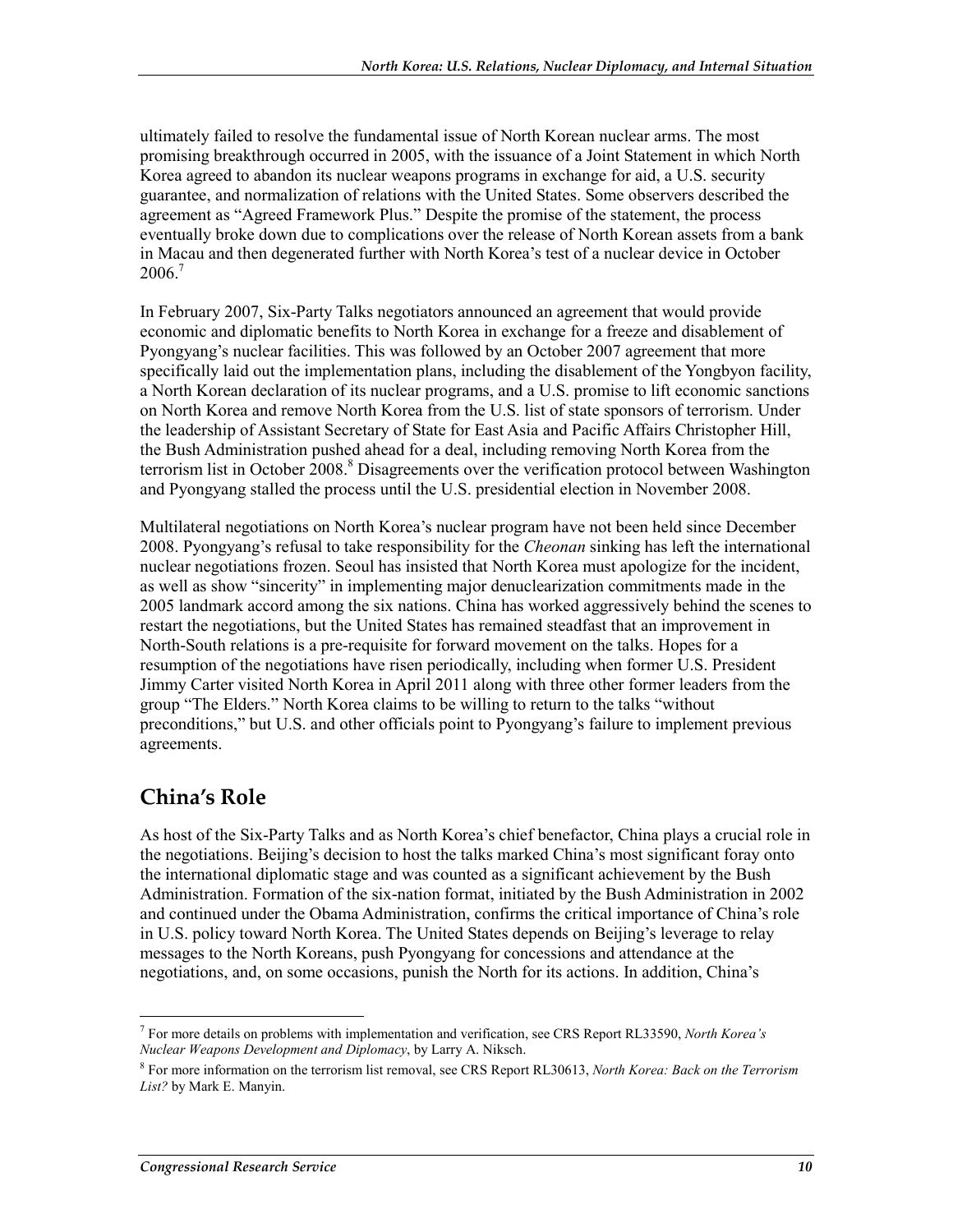ultimately failed to resolve the fundamental issue of North Korean nuclear arms. The most promising breakthrough occurred in 2005, with the issuance of a Joint Statement in which North Korea agreed to abandon its nuclear weapons programs in exchange for aid, a U.S. security guarantee, and normalization of relations with the United States. Some observers described the agreement as "Agreed Framework Plus." Despite the promise of the statement, the process eventually broke down due to complications over the release of North Korean assets from a bank in Macau and then degenerated further with North Korea's test of a nuclear device in October 2006.[7]

In February 2007, Six-Party Talks negotiators announced an agreement that would provide economic and diplomatic benefits to North Korea in exchange for a freeze and disablement of Pyongyang's nuclear facilities. This was followed by an October 2007 agreement that more specifically laid out the implementation plans, including the disablement of the Yongbyon facility, a North Korean declaration of its nuclear programs, and a U.S. promise to lift economic sanctions on North Korea and remove North Korea from the U.S. list of state sponsors of terrorism. Under the leadership of Assistant Secretary of State for East Asia and Pacific Affairs Christopher Hill, the Bush Administration pushed ahead for a deal, including removing North Korea from the terrorism list in October 2008.[8] Disagreements over the verification protocol between Washington and Pyongyang stalled the process until the U.S. presidential election in November 2008.

Multilateral negotiations on North Korea's nuclear program have not been held since December 2008. Pyongyang's refusal to take responsibility for the *Cheonan* sinking has left the international nuclear negotiations frozen. Seoul has insisted that North Korea must apologize for the incident, as well as show "sincerity" in implementing major denuclearization commitments made in the 2005 landmark accord among the six nations. China has worked aggressively behind the scenes to restart the negotiations, but the United States has remained steadfast that an improvement in North-South relations is a pre-requisite for forward movement on the talks. Hopes for a resumption of the negotiations have risen periodically, including when former U.S. President Jimmy Carter visited North Korea in April 2011 along with three other former leaders from the group "The Elders." North Korea claims to be willing to return to the talks "without preconditions," but U.S. and other officials point to Pyongyang's failure to implement previous agreements.

## China's Role

As host of the Six-Party Talks and as North Korea's chief benefactor, China plays a crucial role in the negotiations. Beijing's decision to host the talks marked China's most significant foray onto the international diplomatic stage and was counted as a significant achievement by the Bush Administration. Formation of the six-nation format, initiated by the Bush Administration in 2002 and continued under the Obama Administration, confirms the critical importance of China's role in U.S. policy toward North Korea. The United States depends on Beijing's leverage to relay messages to the North Koreans, push Pyongyang for concessions and attendance at the negotiations, and, on some occasions, punish the North for its actions. In addition, China's

---

[7] For more details on problems with implementation and verification, see CRS Report RL33590, *North Korea's Nuclear Weapons Development and Diplomacy*, by Larry A. Niksch.

[8] For more information on the terrorism list removal, see CRS Report RL30613, *North Korea: Back on the Terrorism List?* by Mark E. Manyin.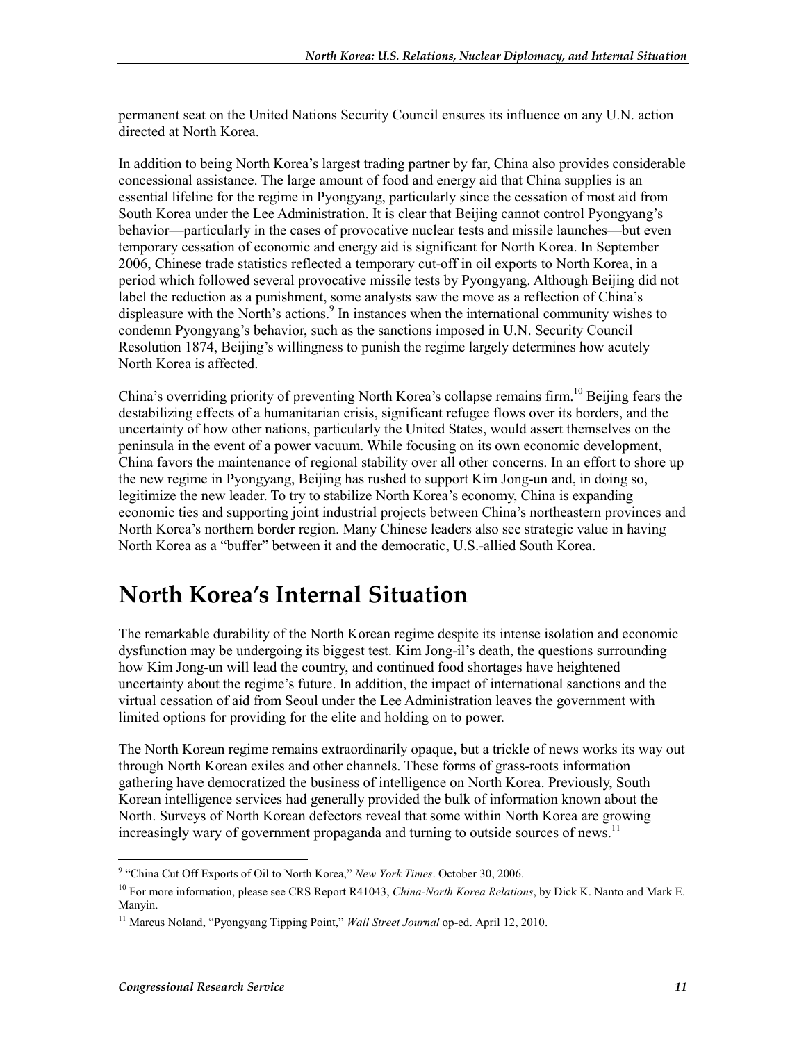permanent seat on the United Nations Security Council ensures its influence on any U.N. action directed at North Korea.

In addition to being North Korea's largest trading partner by far, China also provides considerable concessional assistance. The large amount of food and energy aid that China supplies is an essential lifeline for the regime in Pyongyang, particularly since the cessation of most aid from South Korea under the Lee Administration. It is clear that Beijing cannot control Pyongyang's behavior—particularly in the cases of provocative nuclear tests and missile launches—but even temporary cessation of economic and energy aid is significant for North Korea. In September 2006, Chinese trade statistics reflected a temporary cut-off in oil exports to North Korea, in a period which followed several provocative missile tests by Pyongyang. Although Beijing did not label the reduction as a punishment, some analysts saw the move as a reflection of China's displeasure with the North's actions.[9] In instances when the international community wishes to condemn Pyongyang's behavior, such as the sanctions imposed in U.N. Security Council Resolution 1874, Beijing's willingness to punish the regime largely determines how acutely North Korea is affected.

China's overriding priority of preventing North Korea's collapse remains firm.[10] Beijing fears the destabilizing effects of a humanitarian crisis, significant refugee flows over its borders, and the uncertainty of how other nations, particularly the United States, would assert themselves on the peninsula in the event of a power vacuum. While focusing on its own economic development, China favors the maintenance of regional stability over all other concerns. In an effort to shore up the new regime in Pyongyang, Beijing has rushed to support Kim Jong-un and, in doing so, legitimize the new leader. To try to stabilize North Korea's economy, China is expanding economic ties and supporting joint industrial projects between China's northeastern provinces and North Korea's northern border region. Many Chinese leaders also see strategic value in having North Korea as a "buffer" between it and the democratic, U.S.-allied South Korea.

# North Korea's Internal Situation

The remarkable durability of the North Korean regime despite its intense isolation and economic dysfunction may be undergoing its biggest test. Kim Jong-il's death, the questions surrounding how Kim Jong-un will lead the country, and continued food shortages have heightened uncertainty about the regime's future. In addition, the impact of international sanctions and the virtual cessation of aid from Seoul under the Lee Administration leaves the government with limited options for providing for the elite and holding on to power.

The North Korean regime remains extraordinarily opaque, but a trickle of news works its way out through North Korean exiles and other channels. These forms of grass-roots information gathering have democratized the business of intelligence on North Korea. Previously, South Korean intelligence services had generally provided the bulk of information known about the North. Surveys of North Korean defectors reveal that some within North Korea are growing increasingly wary of government propaganda and turning to outside sources of news.[11]

---

[9] "China Cut Off Exports of Oil to North Korea," *New York Times*. October 30, 2006.

[10] For more information, please see CRS Report R41043, *China-North Korea Relations*, by Dick K. Nanto and Mark E. Manyin.

[11] Marcus Noland, "Pyongyang Tipping Point," *Wall Street Journal* op-ed. April 12, 2010.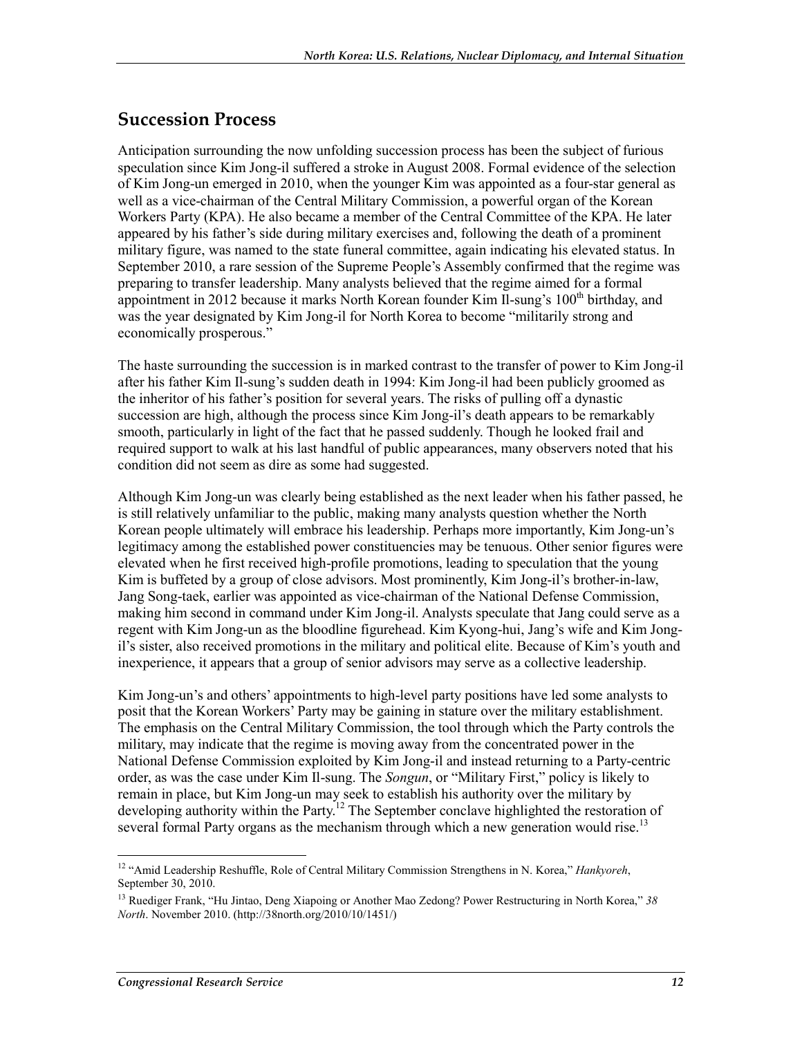## Succession Process

Anticipation surrounding the now unfolding succession process has been the subject of furious speculation since Kim Jong-il suffered a stroke in August 2008. Formal evidence of the selection of Kim Jong-un emerged in 2010, when the younger Kim was appointed as a four-star general as well as a vice-chairman of the Central Military Commission, a powerful organ of the Korean Workers Party (KPA). He also became a member of the Central Committee of the KPA. He later appeared by his father's side during military exercises and, following the death of a prominent military figure, was named to the state funeral committee, again indicating his elevated status. In September 2010, a rare session of the Supreme People's Assembly confirmed that the regime was preparing to transfer leadership. Many analysts believed that the regime aimed for a formal appointment in 2012 because it marks North Korean founder Kim Il-sung's 100th birthday, and was the year designated by Kim Jong-il for North Korea to become "militarily strong and economically prosperous."

The haste surrounding the succession is in marked contrast to the transfer of power to Kim Jong-il after his father Kim Il-sung's sudden death in 1994: Kim Jong-il had been publicly groomed as the inheritor of his father's position for several years. The risks of pulling off a dynastic succession are high, although the process since Kim Jong-il's death appears to be remarkably smooth, particularly in light of the fact that he passed suddenly. Though he looked frail and required support to walk at his last handful of public appearances, many observers noted that his condition did not seem as dire as some had suggested.

Although Kim Jong-un was clearly being established as the next leader when his father passed, he is still relatively unfamiliar to the public, making many analysts question whether the North Korean people ultimately will embrace his leadership. Perhaps more importantly, Kim Jong-un's legitimacy among the established power constituencies may be tenuous. Other senior figures were elevated when he first received high-profile promotions, leading to speculation that the young Kim is buffeted by a group of close advisors. Most prominently, Kim Jong-il's brother-in-law, Jang Song-taek, earlier was appointed as vice-chairman of the National Defense Commission, making him second in command under Kim Jong-il. Analysts speculate that Jang could serve as a regent with Kim Jong-un as the bloodline figurehead. Kim Kyong-hui, Jang's wife and Kim Jong-il's sister, also received promotions in the military and political elite. Because of Kim's youth and inexperience, it appears that a group of senior advisors may serve as a collective leadership.

Kim Jong-un's and others' appointments to high-level party positions have led some analysts to posit that the Korean Workers' Party may be gaining in stature over the military establishment. The emphasis on the Central Military Commission, the tool through which the Party controls the military, may indicate that the regime is moving away from the concentrated power in the National Defense Commission exploited by Kim Jong-il and instead returning to a Party-centric order, as was the case under Kim Il-sung. The *Songun*, or "Military First," policy is likely to remain in place, but Kim Jong-un may seek to establish his authority over the military by developing authority within the Party.[12] The September conclave highlighted the restoration of several formal Party organs as the mechanism through which a new generation would rise.[13]

---

[12] "Amid Leadership Reshuffle, Role of Central Military Commission Strengthens in N. Korea," *Hankyoreh*, September 30, 2010.

[13] Ruediger Frank, "Hu Jintao, Deng Xiapoing or Another Mao Zedong? Power Restructuring in North Korea," *38 North*. November 2010. (http://38north.org/2010/10/1451/)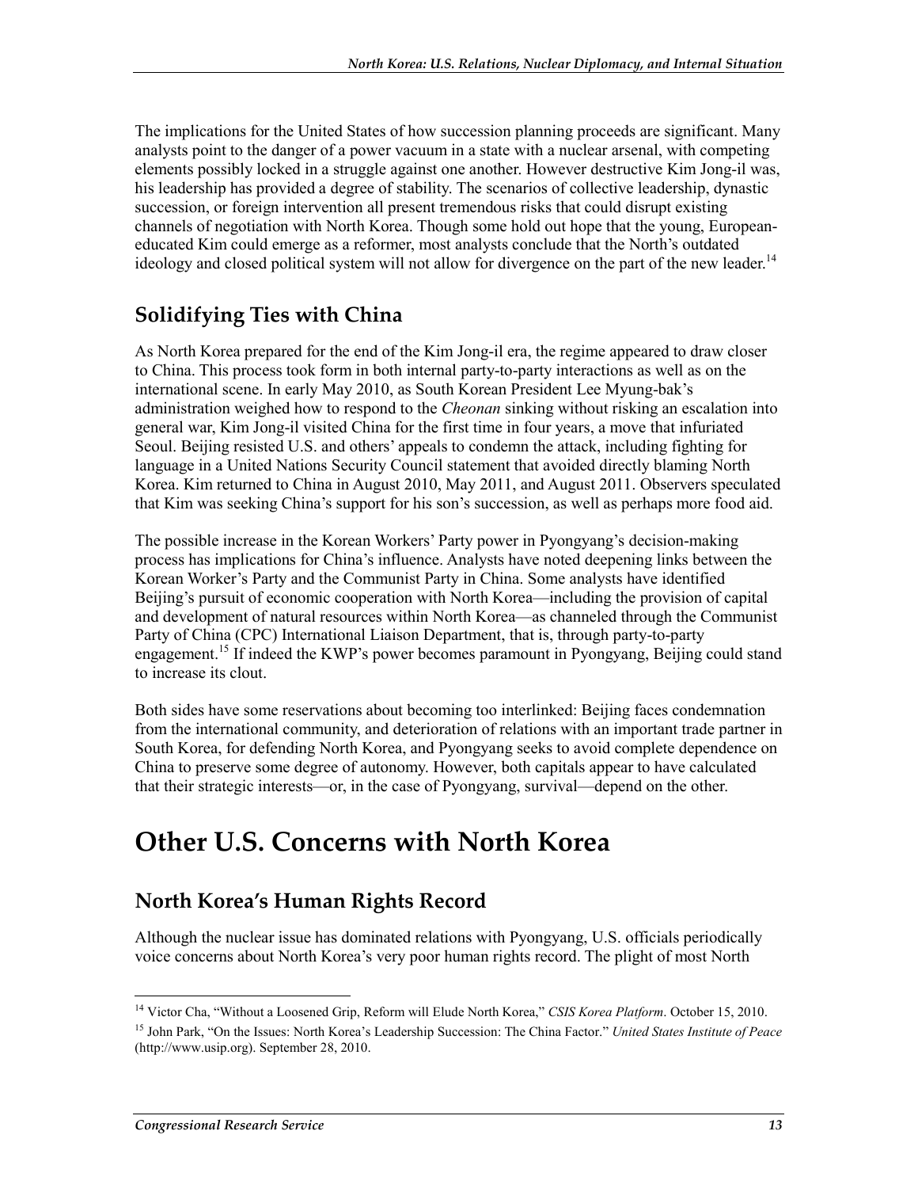The implications for the United States of how succession planning proceeds are significant. Many analysts point to the danger of a power vacuum in a state with a nuclear arsenal, with competing elements possibly locked in a struggle against one another. However destructive Kim Jong-il was, his leadership has provided a degree of stability. The scenarios of collective leadership, dynastic succession, or foreign intervention all present tremendous risks that could disrupt existing channels of negotiation with North Korea. Though some hold out hope that the young, European-educated Kim could emerge as a reformer, most analysts conclude that the North's outdated ideology and closed political system will not allow for divergence on the part of the new leader.[14]

## Solidifying Ties with China

As North Korea prepared for the end of the Kim Jong-il era, the regime appeared to draw closer to China. This process took form in both internal party-to-party interactions as well as on the international scene. In early May 2010, as South Korean President Lee Myung-bak's administration weighed how to respond to the *Cheonan* sinking without risking an escalation into general war, Kim Jong-il visited China for the first time in four years, a move that infuriated Seoul. Beijing resisted U.S. and others' appeals to condemn the attack, including fighting for language in a United Nations Security Council statement that avoided directly blaming North Korea. Kim returned to China in August 2010, May 2011, and August 2011. Observers speculated that Kim was seeking China's support for his son's succession, as well as perhaps more food aid.

The possible increase in the Korean Workers' Party power in Pyongyang's decision-making process has implications for China's influence. Analysts have noted deepening links between the Korean Worker's Party and the Communist Party in China. Some analysts have identified Beijing's pursuit of economic cooperation with North Korea—including the provision of capital and development of natural resources within North Korea—as channeled through the Communist Party of China (CPC) International Liaison Department, that is, through party-to-party engagement.[15] If indeed the KWP's power becomes paramount in Pyongyang, Beijing could stand to increase its clout.

Both sides have some reservations about becoming too interlinked: Beijing faces condemnation from the international community, and deterioration of relations with an important trade partner in South Korea, for defending North Korea, and Pyongyang seeks to avoid complete dependence on China to preserve some degree of autonomy. However, both capitals appear to have calculated that their strategic interests—or, in the case of Pyongyang, survival—depend on the other.

# Other U.S. Concerns with North Korea

## North Korea's Human Rights Record

Although the nuclear issue has dominated relations with Pyongyang, U.S. officials periodically voice concerns about North Korea's very poor human rights record. The plight of most North

---

[14] Victor Cha, "Without a Loosened Grip, Reform will Elude North Korea," *CSIS Korea Platform*. October 15, 2010.

[15] John Park, "On the Issues: North Korea's Leadership Succession: The China Factor." *United States Institute of Peace* (http://www.usip.org). September 28, 2010.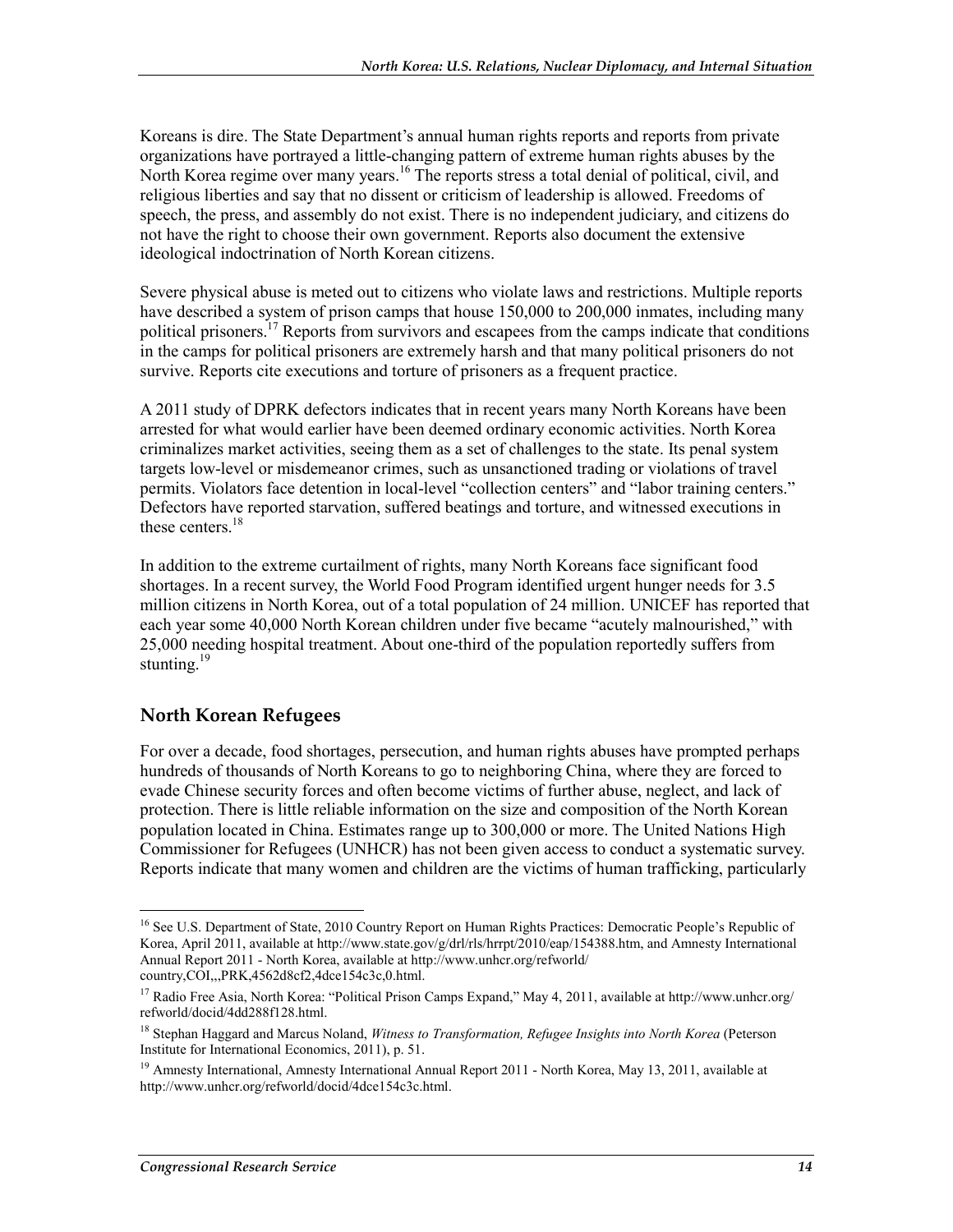Koreans is dire. The State Department's annual human rights reports and reports from private organizations have portrayed a little-changing pattern of extreme human rights abuses by the North Korea regime over many years.[16] The reports stress a total denial of political, civil, and religious liberties and say that no dissent or criticism of leadership is allowed. Freedoms of speech, the press, and assembly do not exist. There is no independent judiciary, and citizens do not have the right to choose their own government. Reports also document the extensive ideological indoctrination of North Korean citizens.

Severe physical abuse is meted out to citizens who violate laws and restrictions. Multiple reports have described a system of prison camps that house 150,000 to 200,000 inmates, including many political prisoners.[17] Reports from survivors and escapees from the camps indicate that conditions in the camps for political prisoners are extremely harsh and that many political prisoners do not survive. Reports cite executions and torture of prisoners as a frequent practice.

A 2011 study of DPRK defectors indicates that in recent years many North Koreans have been arrested for what would earlier have been deemed ordinary economic activities. North Korea criminalizes market activities, seeing them as a set of challenges to the state. Its penal system targets low-level or misdemeanor crimes, such as unsanctioned trading or violations of travel permits. Violators face detention in local-level "collection centers" and "labor training centers." Defectors have reported starvation, suffered beatings and torture, and witnessed executions in these centers.[18]

In addition to the extreme curtailment of rights, many North Koreans face significant food shortages. In a recent survey, the World Food Program identified urgent hunger needs for 3.5 million citizens in North Korea, out of a total population of 24 million. UNICEF has reported that each year some 40,000 North Korean children under five became "acutely malnourished," with 25,000 needing hospital treatment. About one-third of the population reportedly suffers from stunting.[19]

## North Korean Refugees

For over a decade, food shortages, persecution, and human rights abuses have prompted perhaps hundreds of thousands of North Koreans to go to neighboring China, where they are forced to evade Chinese security forces and often become victims of further abuse, neglect, and lack of protection. There is little reliable information on the size and composition of the North Korean population located in China. Estimates range up to 300,000 or more. The United Nations High Commissioner for Refugees (UNHCR) has not been given access to conduct a systematic survey. Reports indicate that many women and children are the victims of human trafficking, particularly

---

[16] See U.S. Department of State, 2010 Country Report on Human Rights Practices: Democratic People's Republic of Korea, April 2011, available at http://www.state.gov/g/drl/rls/hrrpt/2010/eap/154388.htm, and Amnesty International Annual Report 2011 - North Korea, available at http://www.unhcr.org/refworld/country,COI,,,PRK,4562d8cf2,4dce154c3c,0.html.

[17] Radio Free Asia, North Korea: "Political Prison Camps Expand," May 4, 2011, available at http://www.unhcr.org/refworld/docid/4dd288f128.html.

[18] Stephan Haggard and Marcus Noland, *Witness to Transformation, Refugee Insights into North Korea* (Peterson Institute for International Economics, 2011), p. 51.

[19] Amnesty International, Amnesty International Annual Report 2011 - North Korea, May 13, 2011, available at http://www.unhcr.org/refworld/docid/4dce154c3c.html.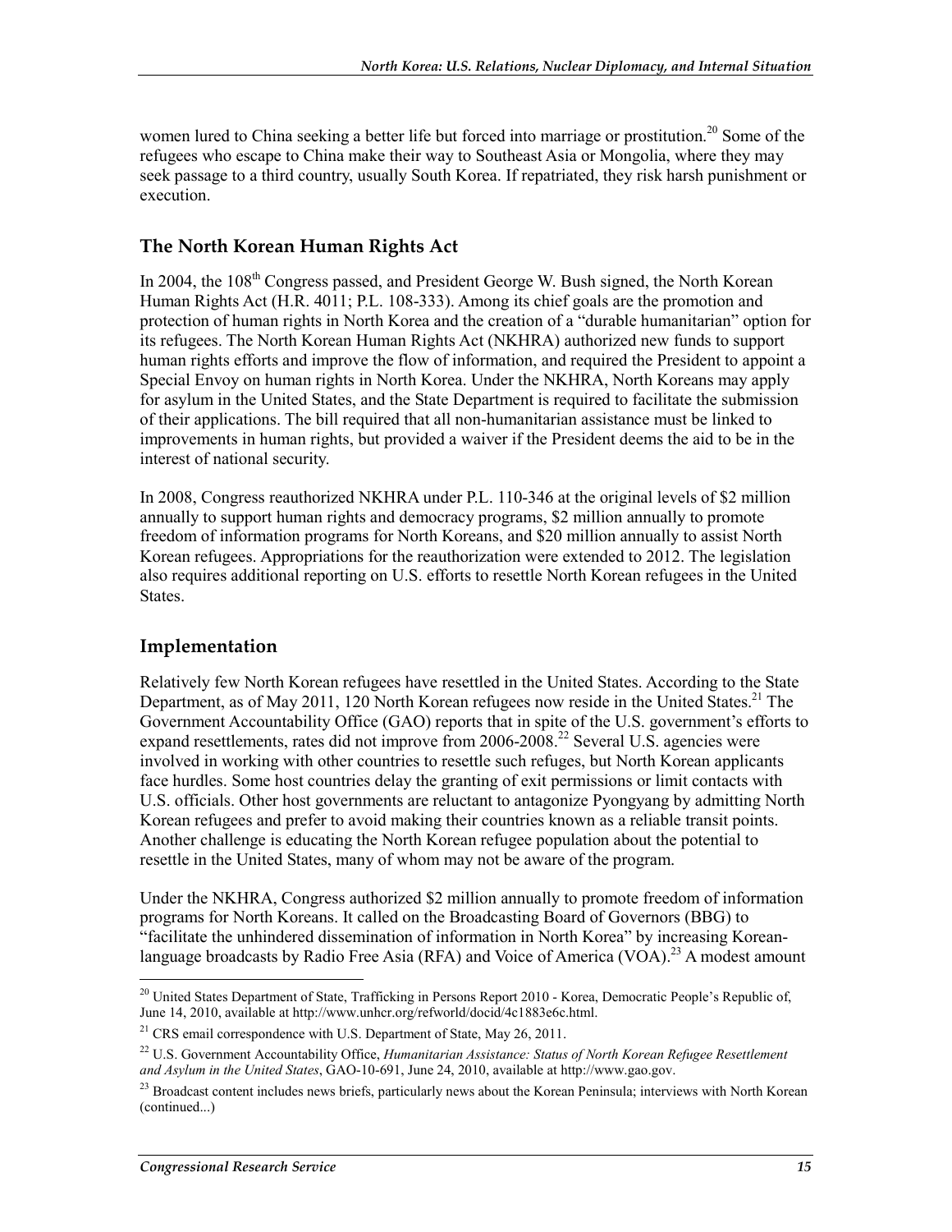women lured to China seeking a better life but forced into marriage or prostitution.[20] Some of the refugees who escape to China make their way to Southeast Asia or Mongolia, where they may seek passage to a third country, usually South Korea. If repatriated, they risk harsh punishment or execution.

### The North Korean Human Rights Act

In 2004, the 108th Congress passed, and President George W. Bush signed, the North Korean Human Rights Act (H.R. 4011; P.L. 108-333). Among its chief goals are the promotion and protection of human rights in North Korea and the creation of a "durable humanitarian" option for its refugees. The North Korean Human Rights Act (NKHRA) authorized new funds to support human rights efforts and improve the flow of information, and required the President to appoint a Special Envoy on human rights in North Korea. Under the NKHRA, North Koreans may apply for asylum in the United States, and the State Department is required to facilitate the submission of their applications. The bill required that all non-humanitarian assistance must be linked to improvements in human rights, but provided a waiver if the President deems the aid to be in the interest of national security.

In 2008, Congress reauthorized NKHRA under P.L. 110-346 at the original levels of $2 million annually to support human rights and democracy programs, $2 million annually to promote freedom of information programs for North Koreans, and $20 million annually to assist North Korean refugees. Appropriations for the reauthorization were extended to 2012. The legislation also requires additional reporting on U.S. efforts to resettle North Korean refugees in the United States.

### Implementation

Relatively few North Korean refugees have resettled in the United States. According to the State Department, as of May 2011, 120 North Korean refugees now reside in the United States.[21] The Government Accountability Office (GAO) reports that in spite of the U.S. government's efforts to expand resettlements, rates did not improve from 2006-2008.[22] Several U.S. agencies were involved in working with other countries to resettle such refuges, but North Korean applicants face hurdles. Some host countries delay the granting of exit permissions or limit contacts with U.S. officials. Other host governments are reluctant to antagonize Pyongyang by admitting North Korean refugees and prefer to avoid making their countries known as a reliable transit points. Another challenge is educating the North Korean refugee population about the potential to resettle in the United States, many of whom may not be aware of the program.

Under the NKHRA, Congress authorized $2 million annually to promote freedom of information programs for North Koreans. It called on the Broadcasting Board of Governors (BBG) to "facilitate the unhindered dissemination of information in North Korea" by increasing Korean-language broadcasts by Radio Free Asia (RFA) and Voice of America (VOA).[23] A modest amount

---

[20] United States Department of State, Trafficking in Persons Report 2010 - Korea, Democratic People's Republic of, June 14, 2010, available at http://www.unhcr.org/refworld/docid/4c1883e6c.html.

[21] CRS email correspondence with U.S. Department of State, May 26, 2011.

[22] U.S. Government Accountability Office, *Humanitarian Assistance: Status of North Korean Refugee Resettlement and Asylum in the United States*, GAO-10-691, June 24, 2010, available at http://www.gao.gov.

[23] Broadcast content includes news briefs, particularly news about the Korean Peninsula; interviews with North Korean (continued...)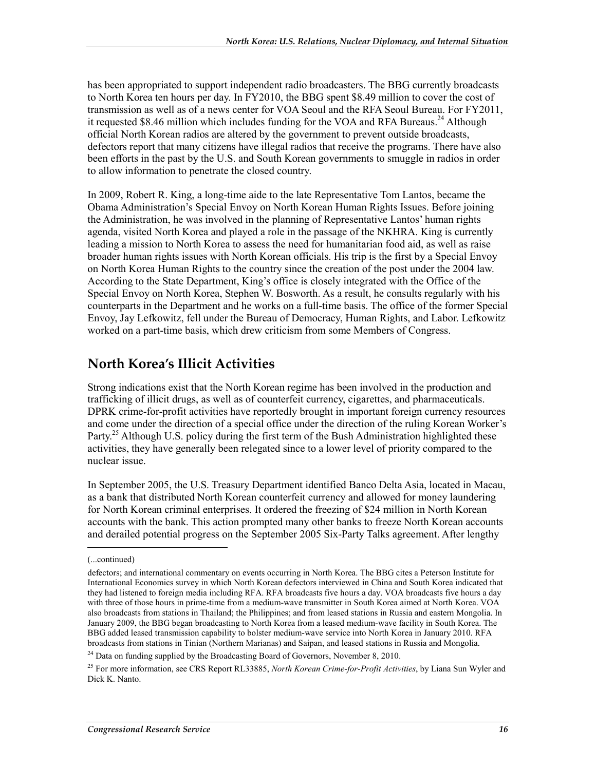has been appropriated to support independent radio broadcasters. The BBG currently broadcasts to North Korea ten hours per day. In FY2010, the BBG spent $8.49 million to cover the cost of transmission as well as of a news center for VOA Seoul and the RFA Seoul Bureau. For FY2011, it requested $8.46 million which includes funding for the VOA and RFA Bureaus.[24] Although official North Korean radios are altered by the government to prevent outside broadcasts, defectors report that many citizens have illegal radios that receive the programs. There have also been efforts in the past by the U.S. and South Korean governments to smuggle in radios in order to allow information to penetrate the closed country.

In 2009, Robert R. King, a long-time aide to the late Representative Tom Lantos, became the Obama Administration's Special Envoy on North Korean Human Rights Issues. Before joining the Administration, he was involved in the planning of Representative Lantos' human rights agenda, visited North Korea and played a role in the passage of the NKHRA. King is currently leading a mission to North Korea to assess the need for humanitarian food aid, as well as raise broader human rights issues with North Korean officials. His trip is the first by a Special Envoy on North Korea Human Rights to the country since the creation of the post under the 2004 law. According to the State Department, King's office is closely integrated with the Office of the Special Envoy on North Korea, Stephen W. Bosworth. As a result, he consults regularly with his counterparts in the Department and he works on a full-time basis. The office of the former Special Envoy, Jay Lefkowitz, fell under the Bureau of Democracy, Human Rights, and Labor. Lefkowitz worked on a part-time basis, which drew criticism from some Members of Congress.

## North Korea's Illicit Activities

Strong indications exist that the North Korean regime has been involved in the production and trafficking of illicit drugs, as well as of counterfeit currency, cigarettes, and pharmaceuticals. DPRK crime-for-profit activities have reportedly brought in important foreign currency resources and come under the direction of a special office under the direction of the ruling Korean Worker's Party.[25] Although U.S. policy during the first term of the Bush Administration highlighted these activities, they have generally been relegated since to a lower level of priority compared to the nuclear issue.

In September 2005, the U.S. Treasury Department identified Banco Delta Asia, located in Macau, as a bank that distributed North Korean counterfeit currency and allowed for money laundering for North Korean criminal enterprises. It ordered the freezing of $24 million in North Korean accounts with the bank. This action prompted many other banks to freeze North Korean accounts and derailed potential progress on the September 2005 Six-Party Talks agreement. After lengthy

---

(...continued)

defectors; and international commentary on events occurring in North Korea. The BBG cites a Peterson Institute for International Economics survey in which North Korean defectors interviewed in China and South Korea indicated that they had listened to foreign media including RFA. RFA broadcasts five hours a day. VOA broadcasts five hours a day with three of those hours in prime-time from a medium-wave transmitter in South Korea aimed at North Korea. VOA also broadcasts from stations in Thailand; the Philippines; and from leased stations in Russia and eastern Mongolia. In January 2009, the BBG began broadcasting to North Korea from a leased medium-wave facility in South Korea. The BBG added leased transmission capability to bolster medium-wave service into North Korea in January 2010. RFA broadcasts from stations in Tinian (Northern Marianas) and Saipan, and leased stations in Russia and Mongolia.

[24] Data on funding supplied by the Broadcasting Board of Governors, November 8, 2010.

[25] For more information, see CRS Report RL33885, *North Korean Crime-for-Profit Activities*, by Liana Sun Wyler and Dick K. Nanto.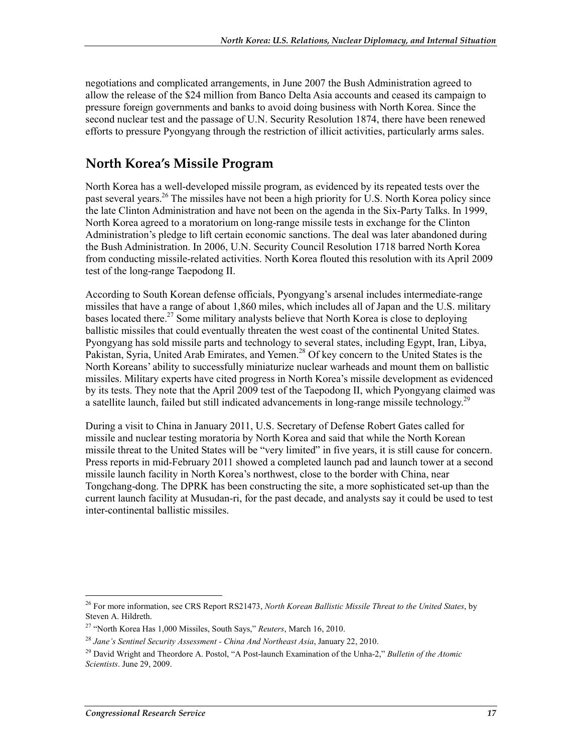negotiations and complicated arrangements, in June 2007 the Bush Administration agreed to allow the release of the $24 million from Banco Delta Asia accounts and ceased its campaign to pressure foreign governments and banks to avoid doing business with North Korea. Since the second nuclear test and the passage of U.N. Security Resolution 1874, there have been renewed efforts to pressure Pyongyang through the restriction of illicit activities, particularly arms sales.

## North Korea's Missile Program

North Korea has a well-developed missile program, as evidenced by its repeated tests over the past several years.[26] The missiles have not been a high priority for U.S. North Korea policy since the late Clinton Administration and have not been on the agenda in the Six-Party Talks. In 1999, North Korea agreed to a moratorium on long-range missile tests in exchange for the Clinton Administration's pledge to lift certain economic sanctions. The deal was later abandoned during the Bush Administration. In 2006, U.N. Security Council Resolution 1718 barred North Korea from conducting missile-related activities. North Korea flouted this resolution with its April 2009 test of the long-range Taepodong II.

According to South Korean defense officials, Pyongyang's arsenal includes intermediate-range missiles that have a range of about 1,860 miles, which includes all of Japan and the U.S. military bases located there.[27] Some military analysts believe that North Korea is close to deploying ballistic missiles that could eventually threaten the west coast of the continental United States. Pyongyang has sold missile parts and technology to several states, including Egypt, Iran, Libya, Pakistan, Syria, United Arab Emirates, and Yemen.[28] Of key concern to the United States is the North Koreans' ability to successfully miniaturize nuclear warheads and mount them on ballistic missiles. Military experts have cited progress in North Korea's missile development as evidenced by its tests. They note that the April 2009 test of the Taepodong II, which Pyongyang claimed was a satellite launch, failed but still indicated advancements in long-range missile technology.[29]

During a visit to China in January 2011, U.S. Secretary of Defense Robert Gates called for missile and nuclear testing moratoria by North Korea and said that while the North Korean missile threat to the United States will be "very limited" in five years, it is still cause for concern. Press reports in mid-February 2011 showed a completed launch pad and launch tower at a second missile launch facility in North Korea's northwest, close to the border with China, near Tongchang-dong. The DPRK has been constructing the site, a more sophisticated set-up than the current launch facility at Musudan-ri, for the past decade, and analysts say it could be used to test inter-continental ballistic missiles.

---

[26] For more information, see CRS Report RS21473, *North Korean Ballistic Missile Threat to the United States*, by Steven A. Hildreth.

[27] "North Korea Has 1,000 Missiles, South Says," *Reuters*, March 16, 2010.

[28] *Jane's Sentinel Security Assessment - China And Northeast Asia*, January 22, 2010.

[29] David Wright and Theordore A. Postol, "A Post-launch Examination of the Unha-2," *Bulletin of the Atomic Scientists*. June 29, 2009.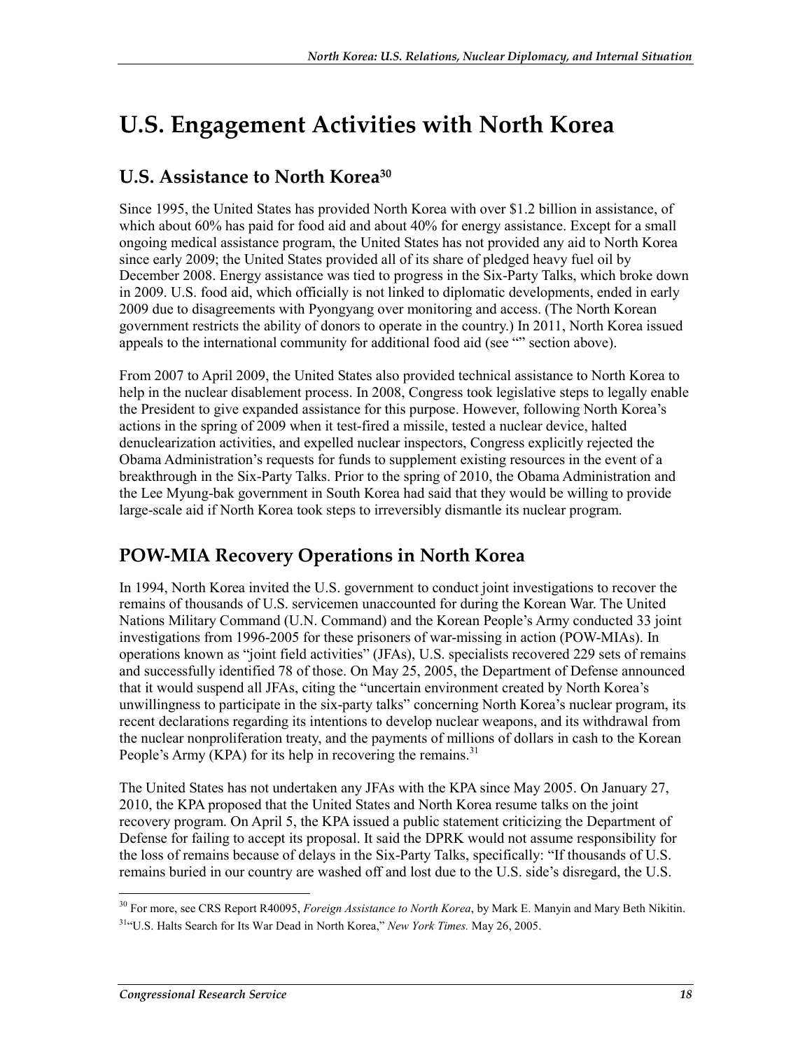# U.S. Engagement Activities with North Korea

## U.S. Assistance to North Korea[30]

Since 1995, the United States has provided North Korea with over \$1.2 billion in assistance, of which about 60% has paid for food aid and about 40% for energy assistance. Except for a small ongoing medical assistance program, the United States has not provided any aid to North Korea since early 2009; the United States provided all of its share of pledged heavy fuel oil by December 2008. Energy assistance was tied to progress in the Six-Party Talks, which broke down in 2009. U.S. food aid, which officially is not linked to diplomatic developments, ended in early 2009 due to disagreements with Pyongyang over monitoring and access. (The North Korean government restricts the ability of donors to operate in the country.) In 2011, North Korea issued appeals to the international community for additional food aid (see "" section above).

From 2007 to April 2009, the United States also provided technical assistance to North Korea to help in the nuclear disablement process. In 2008, Congress took legislative steps to legally enable the President to give expanded assistance for this purpose. However, following North Korea's actions in the spring of 2009 when it test-fired a missile, tested a nuclear device, halted denuclearization activities, and expelled nuclear inspectors, Congress explicitly rejected the Obama Administration's requests for funds to supplement existing resources in the event of a breakthrough in the Six-Party Talks. Prior to the spring of 2010, the Obama Administration and the Lee Myung-bak government in South Korea had said that they would be willing to provide large-scale aid if North Korea took steps to irreversibly dismantle its nuclear program.

## POW-MIA Recovery Operations in North Korea

In 1994, North Korea invited the U.S. government to conduct joint investigations to recover the remains of thousands of U.S. servicemen unaccounted for during the Korean War. The United Nations Military Command (U.N. Command) and the Korean People's Army conducted 33 joint investigations from 1996-2005 for these prisoners of war-missing in action (POW-MIAs). In operations known as "joint field activities" (JFAs), U.S. specialists recovered 229 sets of remains and successfully identified 78 of those. On May 25, 2005, the Department of Defense announced that it would suspend all JFAs, citing the "uncertain environment created by North Korea's unwillingness to participate in the six-party talks" concerning North Korea's nuclear program, its recent declarations regarding its intentions to develop nuclear weapons, and its withdrawal from the nuclear nonproliferation treaty, and the payments of millions of dollars in cash to the Korean People's Army (KPA) for its help in recovering the remains.[31]

The United States has not undertaken any JFAs with the KPA since May 2005. On January 27, 2010, the KPA proposed that the United States and North Korea resume talks on the joint recovery program. On April 5, the KPA issued a public statement criticizing the Department of Defense for failing to accept its proposal. It said the DPRK would not assume responsibility for the loss of remains because of delays in the Six-Party Talks, specifically: "If thousands of U.S. remains buried in our country are washed off and lost due to the U.S. side's disregard, the U.S.

---

[30] For more, see CRS Report R40095, *Foreign Assistance to North Korea*, by Mark E. Manyin and Mary Beth Nikitin.

[31] "U.S. Halts Search for Its War Dead in North Korea," *New York Times.* May 26, 2005.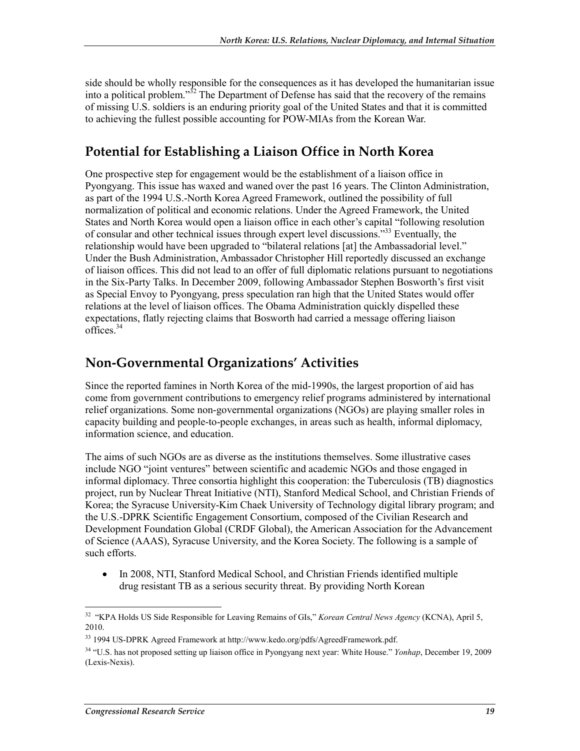side should be wholly responsible for the consequences as it has developed the humanitarian issue into a political problem."[32] The Department of Defense has said that the recovery of the remains of missing U.S. soldiers is an enduring priority goal of the United States and that it is committed to achieving the fullest possible accounting for POW-MIAs from the Korean War.

## Potential for Establishing a Liaison Office in North Korea

One prospective step for engagement would be the establishment of a liaison office in Pyongyang. This issue has waxed and waned over the past 16 years. The Clinton Administration, as part of the 1994 U.S.-North Korea Agreed Framework, outlined the possibility of full normalization of political and economic relations. Under the Agreed Framework, the United States and North Korea would open a liaison office in each other's capital "following resolution of consular and other technical issues through expert level discussions."[33] Eventually, the relationship would have been upgraded to "bilateral relations [at] the Ambassadorial level." Under the Bush Administration, Ambassador Christopher Hill reportedly discussed an exchange of liaison offices. This did not lead to an offer of full diplomatic relations pursuant to negotiations in the Six-Party Talks. In December 2009, following Ambassador Stephen Bosworth's first visit as Special Envoy to Pyongyang, press speculation ran high that the United States would offer relations at the level of liaison offices. The Obama Administration quickly dispelled these expectations, flatly rejecting claims that Bosworth had carried a message offering liaison offices.[34]

## Non-Governmental Organizations' Activities

Since the reported famines in North Korea of the mid-1990s, the largest proportion of aid has come from government contributions to emergency relief programs administered by international relief organizations. Some non-governmental organizations (NGOs) are playing smaller roles in capacity building and people-to-people exchanges, in areas such as health, informal diplomacy, information science, and education.

The aims of such NGOs are as diverse as the institutions themselves. Some illustrative cases include NGO "joint ventures" between scientific and academic NGOs and those engaged in informal diplomacy. Three consortia highlight this cooperation: the Tuberculosis (TB) diagnostics project, run by Nuclear Threat Initiative (NTI), Stanford Medical School, and Christian Friends of Korea; the Syracuse University-Kim Chaek University of Technology digital library program; and the U.S.-DPRK Scientific Engagement Consortium, composed of the Civilian Research and Development Foundation Global (CRDF Global), the American Association for the Advancement of Science (AAAS), Syracuse University, and the Korea Society. The following is a sample of such efforts.

- In 2008, NTI, Stanford Medical School, and Christian Friends identified multiple drug resistant TB as a serious security threat. By providing North Korean

---

[32] "KPA Holds US Side Responsible for Leaving Remains of GIs," *Korean Central News Agency* (KCNA), April 5, 2010.

[33] 1994 US-DPRK Agreed Framework at http://www.kedo.org/pdfs/AgreedFramework.pdf.

[34] "U.S. has not proposed setting up liaison office in Pyongyang next year: White House." *Yonhap*, December 19, 2009 (Lexis-Nexis).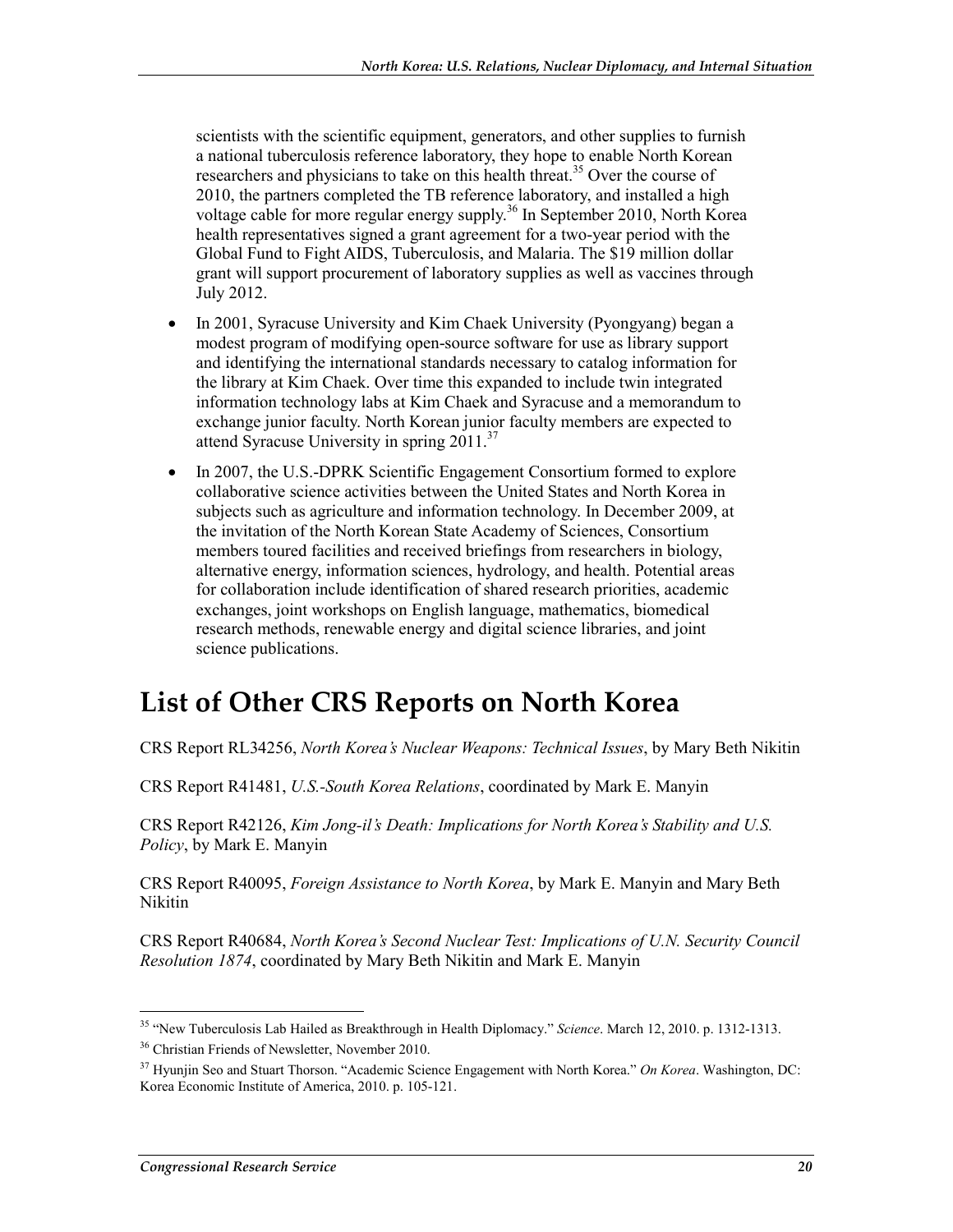scientists with the scientific equipment, generators, and other supplies to furnish a national tuberculosis reference laboratory, they hope to enable North Korean researchers and physicians to take on this health threat.[35] Over the course of 2010, the partners completed the TB reference laboratory, and installed a high voltage cable for more regular energy supply.[36] In September 2010, North Korea health representatives signed a grant agreement for a two-year period with the Global Fund to Fight AIDS, Tuberculosis, and Malaria. The $19 million dollar grant will support procurement of laboratory supplies as well as vaccines through July 2012.

- In 2001, Syracuse University and Kim Chaek University (Pyongyang) began a modest program of modifying open-source software for use as library support and identifying the international standards necessary to catalog information for the library at Kim Chaek. Over time this expanded to include twin integrated information technology labs at Kim Chaek and Syracuse and a memorandum to exchange junior faculty. North Korean junior faculty members are expected to attend Syracuse University in spring 2011.[37]
- In 2007, the U.S.-DPRK Scientific Engagement Consortium formed to explore collaborative science activities between the United States and North Korea in subjects such as agriculture and information technology. In December 2009, at the invitation of the North Korean State Academy of Sciences, Consortium members toured facilities and received briefings from researchers in biology, alternative energy, information sciences, hydrology, and health. Potential areas for collaboration include identification of shared research priorities, academic exchanges, joint workshops on English language, mathematics, biomedical research methods, renewable energy and digital science libraries, and joint science publications.

# List of Other CRS Reports on North Korea

CRS Report RL34256, *North Korea's Nuclear Weapons: Technical Issues*, by Mary Beth Nikitin

CRS Report R41481, *U.S.-South Korea Relations*, coordinated by Mark E. Manyin

CRS Report R42126, *Kim Jong-il's Death: Implications for North Korea's Stability and U.S. Policy*, by Mark E. Manyin

CRS Report R40095, *Foreign Assistance to North Korea*, by Mark E. Manyin and Mary Beth Nikitin

CRS Report R40684, *North Korea's Second Nuclear Test: Implications of U.N. Security Council Resolution 1874*, coordinated by Mary Beth Nikitin and Mark E. Manyin

---

[35] "New Tuberculosis Lab Hailed as Breakthrough in Health Diplomacy." *Science*. March 12, 2010. p. 1312-1313.

[36] Christian Friends of Newsletter, November 2010.

[37] Hyunjin Seo and Stuart Thorson. "Academic Science Engagement with North Korea." *On Korea*. Washington, DC: Korea Economic Institute of America, 2010. p. 105-121.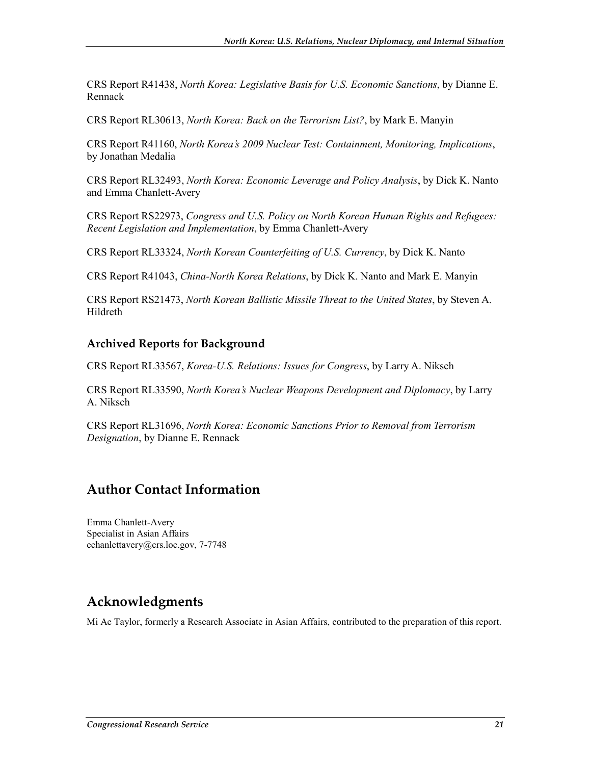CRS Report R41438, *North Korea: Legislative Basis for U.S. Economic Sanctions*, by Dianne E. Rennack

CRS Report RL30613, *North Korea: Back on the Terrorism List?*, by Mark E. Manyin

CRS Report R41160, *North Korea's 2009 Nuclear Test: Containment, Monitoring, Implications*, by Jonathan Medalia

CRS Report RL32493, *North Korea: Economic Leverage and Policy Analysis*, by Dick K. Nanto and Emma Chanlett-Avery

CRS Report RS22973, *Congress and U.S. Policy on North Korean Human Rights and Refugees: Recent Legislation and Implementation*, by Emma Chanlett-Avery

CRS Report RL33324, *North Korean Counterfeiting of U.S. Currency*, by Dick K. Nanto

CRS Report R41043, *China-North Korea Relations*, by Dick K. Nanto and Mark E. Manyin

CRS Report RS21473, *North Korean Ballistic Missile Threat to the United States*, by Steven A. Hildreth

### Archived Reports for Background

CRS Report RL33567, *Korea-U.S. Relations: Issues for Congress*, by Larry A. Niksch

CRS Report RL33590, *North Korea's Nuclear Weapons Development and Diplomacy*, by Larry A. Niksch

CRS Report RL31696, *North Korea: Economic Sanctions Prior to Removal from Terrorism Designation*, by Dianne E. Rennack

## Author Contact Information

Emma Chanlett-Avery
Specialist in Asian Affairs
echanlettavery@crs.loc.gov, 7-7748

## Acknowledgments

Mi Ae Taylor, formerly a Research Associate in Asian Affairs, contributed to the preparation of this report.